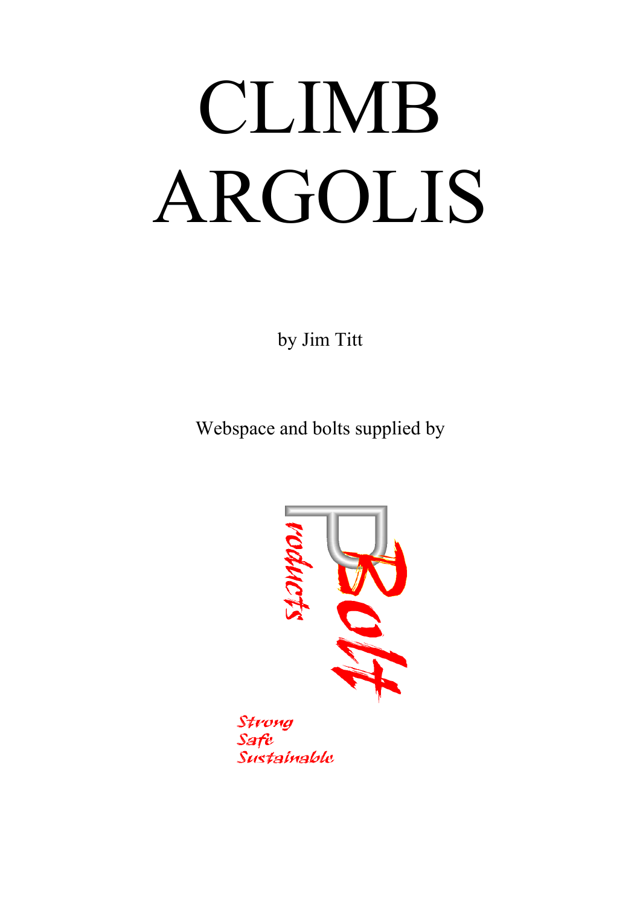# CLIMB ARGOLIS

by Jim Titt

Webspace and bolts supplied by

Bolt Products

Strong
Safe
Sustainable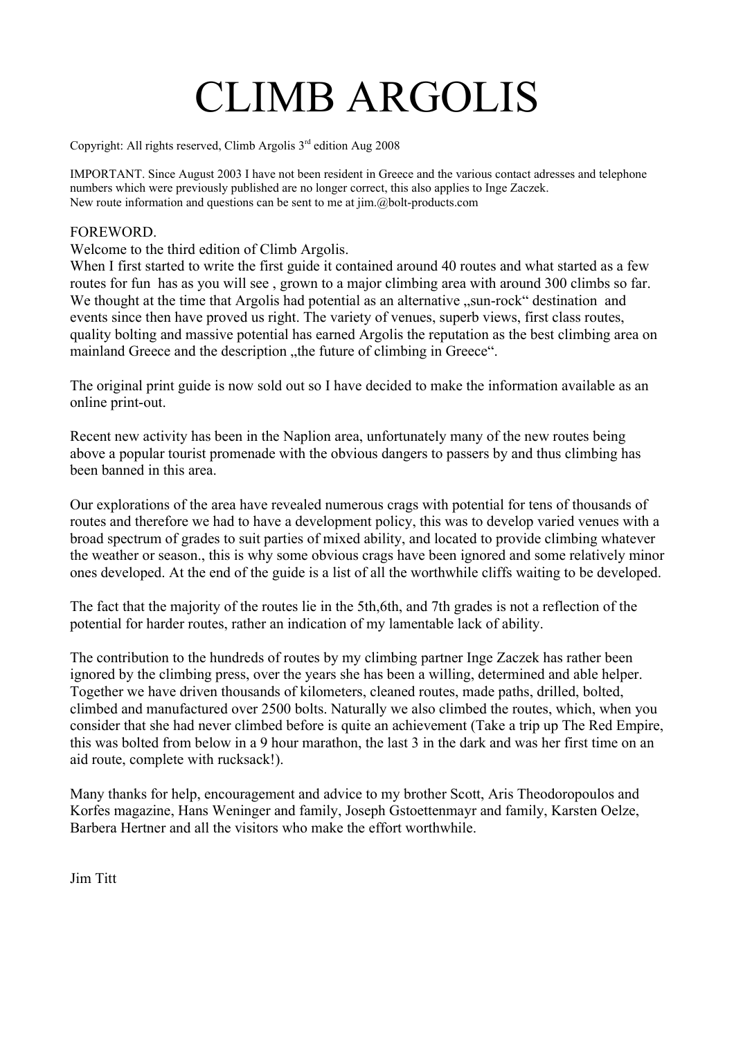# CLIMB ARGOLIS

Copyright: All rights reserved, Climb Argolis 3rd edition Aug 2008

IMPORTANT. Since August 2003 I have not been resident in Greece and the various contact adresses and telephone numbers which were previously published are no longer correct, this also applies to Inge Zaczek.
New route information and questions can be sent to me at jim.@bolt-products.com

FOREWORD.
Welcome to the third edition of Climb Argolis.
When I first started to write the first guide it contained around 40 routes and what started as a few routes for fun has as you will see , grown to a major climbing area with around 300 climbs so far. We thought at the time that Argolis had potential as an alternative „sun-rock" destination and events since then have proved us right. The variety of venues, superb views, first class routes, quality bolting and massive potential has earned Argolis the reputation as the best climbing area on mainland Greece and the description „the future of climbing in Greece".

The original print guide is now sold out so I have decided to make the information available as an online print-out.

Recent new activity has been in the Naplion area, unfortunately many of the new routes being above a popular tourist promenade with the obvious dangers to passers by and thus climbing has been banned in this area.

Our explorations of the area have revealed numerous crags with potential for tens of thousands of routes and therefore we had to have a development policy, this was to develop varied venues with a broad spectrum of grades to suit parties of mixed ability, and located to provide climbing whatever the weather or season., this is why some obvious crags have been ignored and some relatively minor ones developed. At the end of the guide is a list of all the worthwhile cliffs waiting to be developed.

The fact that the majority of the routes lie in the 5th,6th, and 7th grades is not a reflection of the potential for harder routes, rather an indication of my lamentable lack of ability.

The contribution to the hundreds of routes by my climbing partner Inge Zaczek has rather been ignored by the climbing press, over the years she has been a willing, determined and able helper. Together we have driven thousands of kilometers, cleaned routes, made paths, drilled, bolted, climbed and manufactured over 2500 bolts. Naturally we also climbed the routes, which, when you consider that she had never climbed before is quite an achievement (Take a trip up The Red Empire, this was bolted from below in a 9 hour marathon, the last 3 in the dark and was her first time on an aid route, complete with rucksack!).

Many thanks for help, encouragement and advice to my brother Scott, Aris Theodoropoulos and Korfes magazine, Hans Weninger and family, Joseph Gstoettenmayr and family, Karsten Oelze, Barbera Hertner and all the visitors who make the effort worthwhile.

Jim Titt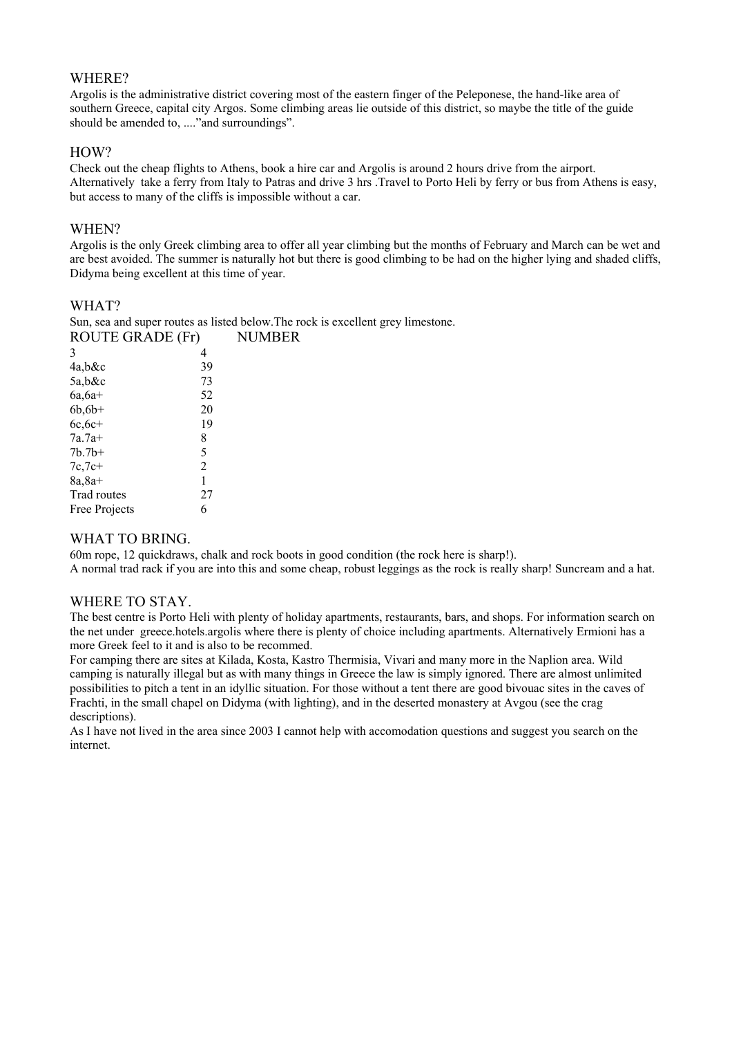## WHERE?

Argolis is the administrative district covering most of the eastern finger of the Peleponese, the hand-like area of southern Greece, capital city Argos. Some climbing areas lie outside of this district, so maybe the title of the guide should be amended to, ...."and surroundings".

## HOW?

Check out the cheap flights to Athens, book a hire car and Argolis is around 2 hours drive from the airport. Alternatively take a ferry from Italy to Patras and drive 3 hrs .Travel to Porto Heli by ferry or bus from Athens is easy, but access to many of the cliffs is impossible without a car.

## WHEN?

Argolis is the only Greek climbing area to offer all year climbing but the months of February and March can be wet and are best avoided. The summer is naturally hot but there is good climbing to be had on the higher lying and shaded cliffs, Didyma being excellent at this time of year.

## WHAT?

Sun, sea and super routes as listed below.The rock is excellent grey limestone.

| ROUTE GRADE (Fr) | NUMBER |
|---|---|
| 3 | 4 |
| 4a,b&c | 39 |
| 5a,b&c | 73 |
| 6a,6a+ | 52 |
| 6b,6b+ | 20 |
| 6c,6c+ | 19 |
| 7a.7a+ | 8 |
| 7b.7b+ | 5 |
| 7c,7c+ | 2 |
| 8a,8a+ | 1 |
| Trad routes | 27 |
| Free Projects | 6 |

## WHAT TO BRING.

60m rope, 12 quickdraws, chalk and rock boots in good condition (the rock here is sharp!).
A normal trad rack if you are into this and some cheap, robust leggings as the rock is really sharp! Suncream and a hat.

## WHERE TO STAY.

The best centre is Porto Heli with plenty of holiday apartments, restaurants, bars, and shops. For information search on the net under greece.hotels.argolis where there is plenty of choice including apartments. Alternatively Ermioni has a more Greek feel to it and is also to be recommed.

For camping there are sites at Kilada, Kosta, Kastro Thermisia, Vivari and many more in the Naplion area. Wild camping is naturally illegal but as with many things in Greece the law is simply ignored. There are almost unlimited possibilities to pitch a tent in an idyllic situation. For those without a tent there are good bivouac sites in the caves of Frachti, in the small chapel on Didyma (with lighting), and in the deserted monastery at Avgou (see the crag descriptions).

As I have not lived in the area since 2003 I cannot help with accomodation questions and suggest you search on the internet.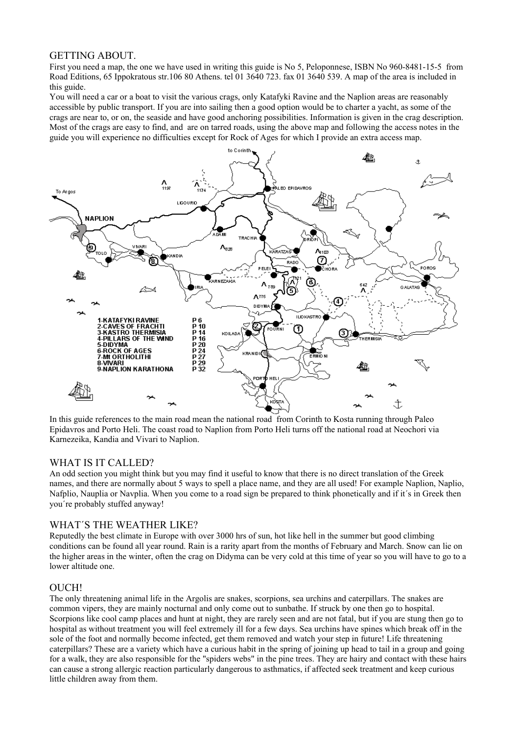## GETTING ABOUT.

First you need a map, the one we have used in writing this guide is No 5, Peloponnese, ISBN No 960-8481-15-5 from Road Editions, 65 Ippokratous str.106 80 Athens. tel 01 3640 723. fax 01 3640 539. A map of the area is included in this guide.

You will need a car or a boat to visit the various crags, only Katafyki Ravine and the Naplion areas are reasonably accessible by public transport. If you are into sailing then a good option would be to charter a yacht, as some of the crags are near to, or on, the seaside and have good anchoring possibilities. Information is given in the crag description. Most of the crags are easy to find, and are on tarred roads, using the above map and following the access notes in the guide you will experience no difficulties except for Rock of Ages for which I provide an extra access map.

| | |
|---|---|
| 1-KATAFYKI RAVINE | P 6 |
| 2-CAVES OF FRACHTI | P 10 |
| 3-KASTRO THERMISIA | P 14 |
| 4-PILLARS OF THE WIND | P 16 |
| 5-DIDYMA | P 20 |
| 6-ROCK OF AGES | P 24 |
| 7-Mt ORTHOLITHI | P 27 |
| 8-VIVARI | P 29 |
| 9-NAPLION KARATHONA | P 32 |

In this guide references to the main road mean the national road from Corinth to Kosta running through Paleo Epidavros and Porto Heli. The coast road to Naplion from Porto Heli turns off the national road at Neochori via Karnezeika, Kandia and Vivari to Naplion.

## WHAT IS IT CALLED?

An odd section you might think but you may find it useful to know that there is no direct translation of the Greek names, and there are normally about 5 ways to spell a place name, and they are all used! For example Naplion, Naplio, Nafplio, Nauplia or Navplia. When you come to a road sign be prepared to think phonetically and if it´s in Greek then you´re probably stuffed anyway!

## WHAT´S THE WEATHER LIKE?

Reputedly the best climate in Europe with over 3000 hrs of sun, hot like hell in the summer but good climbing conditions can be found all year round. Rain is a rarity apart from the months of February and March. Snow can lie on the higher areas in the winter, often the crag on Didyma can be very cold at this time of year so you will have to go to a lower altitude one.

## OUCH!

The only threatening animal life in the Argolis are snakes, scorpions, sea urchins and caterpillars. The snakes are common vipers, they are mainly nocturnal and only come out to sunbathe. If struck by one then go to hospital. Scorpions like cool camp places and hunt at night, they are rarely seen and are not fatal, but if you are stung then go to hospital as without treatment you will feel extremely ill for a few days. Sea urchins have spines which break off in the sole of the foot and normally become infected, get them removed and watch your step in future! Life threatening caterpillars? These are a variety which have a curious habit in the spring of joining up head to tail in a group and going for a walk, they are also responsible for the "spiders webs" in the pine trees. They are hairy and contact with these hairs can cause a strong allergic reaction particularly dangerous to asthmatics, if affected seek treatment and keep curious little children away from them.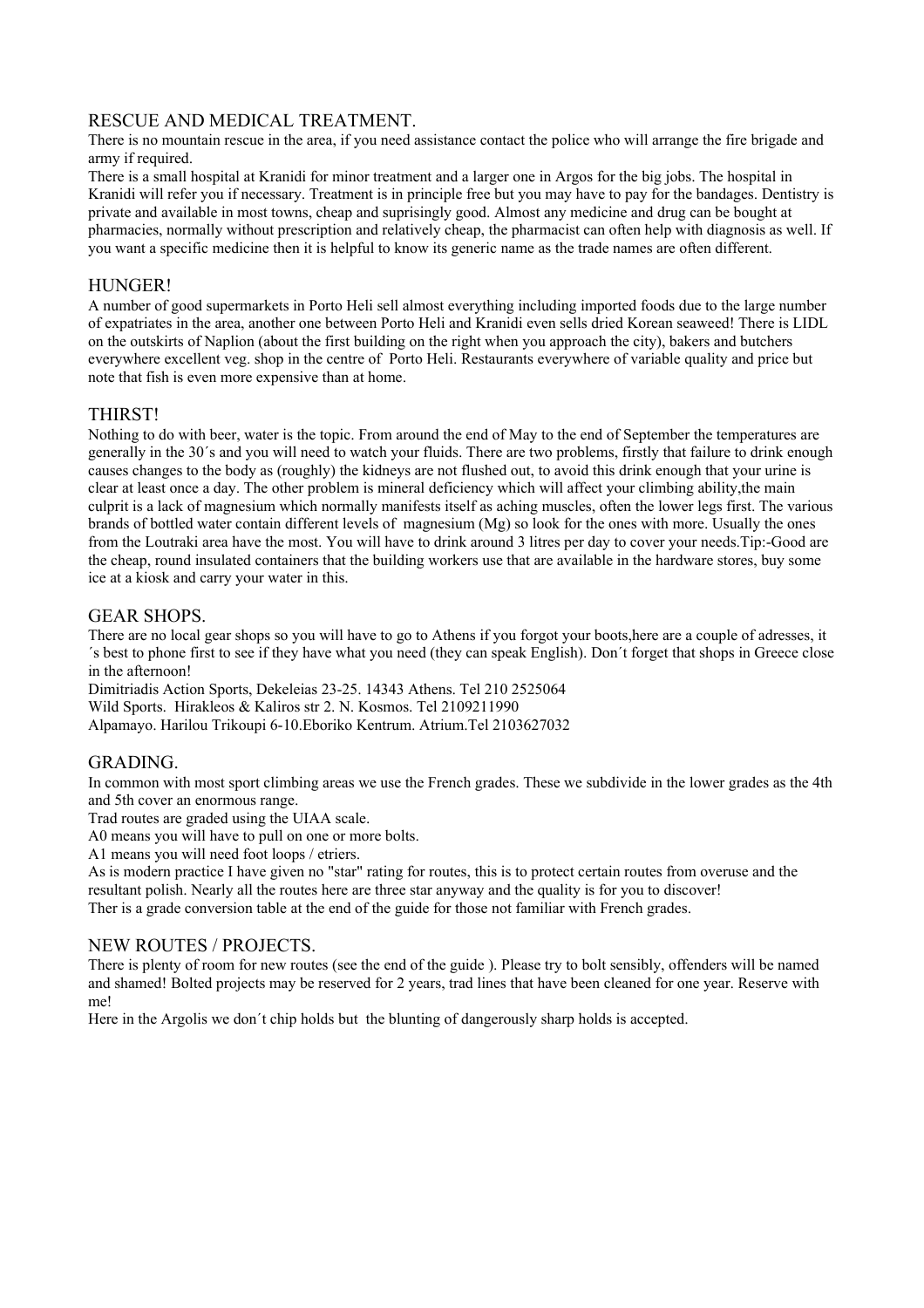## RESCUE AND MEDICAL TREATMENT.

There is no mountain rescue in the area, if you need assistance contact the police who will arrange the fire brigade and army if required.

There is a small hospital at Kranidi for minor treatment and a larger one in Argos for the big jobs. The hospital in Kranidi will refer you if necessary. Treatment is in principle free but you may have to pay for the bandages. Dentistry is private and available in most towns, cheap and suprisingly good. Almost any medicine and drug can be bought at pharmacies, normally without prescription and relatively cheap, the pharmacist can often help with diagnosis as well. If you want a specific medicine then it is helpful to know its generic name as the trade names are often different.

## HUNGER!

A number of good supermarkets in Porto Heli sell almost everything including imported foods due to the large number of expatriates in the area, another one between Porto Heli and Kranidi even sells dried Korean seaweed! There is LIDL on the outskirts of Naplion (about the first building on the right when you approach the city), bakers and butchers everywhere excellent veg. shop in the centre of Porto Heli. Restaurants everywhere of variable quality and price but note that fish is even more expensive than at home.

## THIRST!

Nothing to do with beer, water is the topic. From around the end of May to the end of September the temperatures are generally in the 30´s and you will need to watch your fluids. There are two problems, firstly that failure to drink enough causes changes to the body as (roughly) the kidneys are not flushed out, to avoid this drink enough that your urine is clear at least once a day. The other problem is mineral deficiency which will affect your climbing ability,the main culprit is a lack of magnesium which normally manifests itself as aching muscles, often the lower legs first. The various brands of bottled water contain different levels of magnesium (Mg) so look for the ones with more. Usually the ones from the Loutraki area have the most. You will have to drink around 3 litres per day to cover your needs.Tip:-Good are the cheap, round insulated containers that the building workers use that are available in the hardware stores, buy some ice at a kiosk and carry your water in this.

## GEAR SHOPS.

There are no local gear shops so you will have to go to Athens if you forgot your boots,here are a couple of adresses, it ´s best to phone first to see if they have what you need (they can speak English). Don´t forget that shops in Greece close in the afternoon!

Dimitriadis Action Sports, Dekeleias 23-25. 14343 Athens. Tel 210 2525064
Wild Sports. Hirakleos & Kaliros str 2. N. Kosmos. Tel 2109211990
Alpamayo. Harilou Trikoupi 6-10.Eboriko Kentrum. Atrium.Tel 2103627032

## GRADING.

In common with most sport climbing areas we use the French grades. These we subdivide in the lower grades as the 4th and 5th cover an enormous range.

Trad routes are graded using the UIAA scale.

A0 means you will have to pull on one or more bolts.

A1 means you will need foot loops / etriers.

As is modern practice I have given no "star" rating for routes, this is to protect certain routes from overuse and the resultant polish. Nearly all the routes here are three star anyway and the quality is for you to discover!

Ther is a grade conversion table at the end of the guide for those not familiar with French grades.

## NEW ROUTES / PROJECTS.

There is plenty of room for new routes (see the end of the guide ). Please try to bolt sensibly, offenders will be named and shamed! Bolted projects may be reserved for 2 years, trad lines that have been cleaned for one year. Reserve with me!

Here in the Argolis we don´t chip holds but the blunting of dangerously sharp holds is accepted.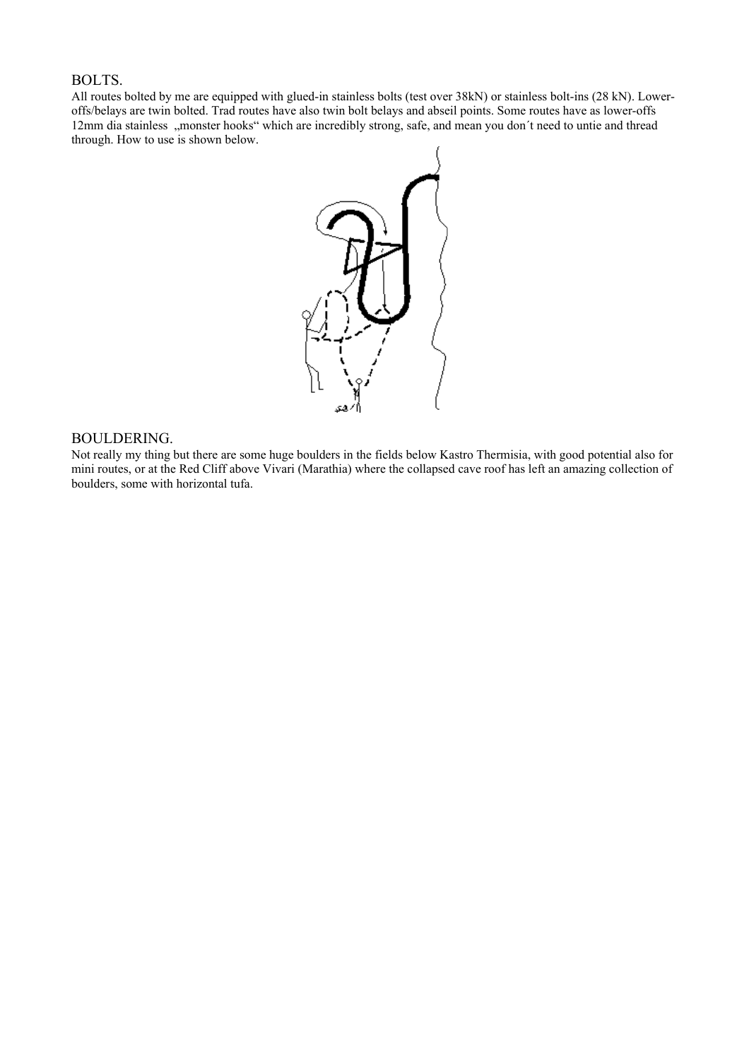## BOLTS.

All routes bolted by me are equipped with glued-in stainless bolts (test over 38kN) or stainless bolt-ins (28 kN). Lower-offs/belays are twin bolted. Trad routes have also twin bolt belays and abseil points. Some routes have as lower-offs 12mm dia stainless „monster hooks" which are incredibly strong, safe, and mean you don´t need to untie and thread through. How to use is shown below.

## BOULDERING.

Not really my thing but there are some huge boulders in the fields below Kastro Thermisia, with good potential also for mini routes, or at the Red Cliff above Vivari (Marathia) where the collapsed cave roof has left an amazing collection of boulders, some with horizontal tufa.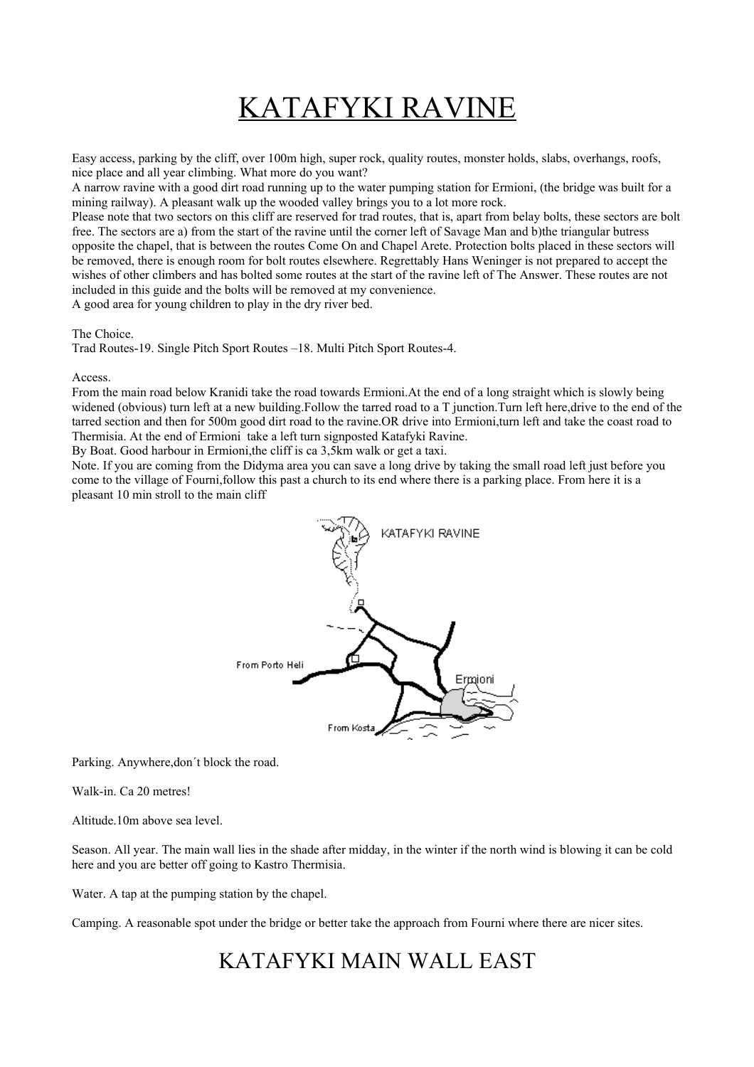# KATAFYKI RAVINE

Easy access, parking by the cliff, over 100m high, super rock, quality routes, monster holds, slabs, overhangs, roofs, nice place and all year climbing. What more do you want?

A narrow ravine with a good dirt road running up to the water pumping station for Ermioni, (the bridge was built for a mining railway). A pleasant walk up the wooded valley brings you to a lot more rock.

Please note that two sectors on this cliff are reserved for trad routes, that is, apart from belay bolts, these sectors are bolt free. The sectors are a) from the start of the ravine until the corner left of Savage Man and b)the triangular butress opposite the chapel, that is between the routes Come On and Chapel Arete. Protection bolts placed in these sectors will be removed, there is enough room for bolt routes elsewhere. Regrettably Hans Weninger is not prepared to accept the wishes of other climbers and has bolted some routes at the start of the ravine left of The Answer. These routes are not included in this guide and the bolts will be removed at my convenience.

A good area for young children to play in the dry river bed.

The Choice.

Trad Routes-19. Single Pitch Sport Routes –18. Multi Pitch Sport Routes-4.

Access.

From the main road below Kranidi take the road towards Ermioni.At the end of a long straight which is slowly being widened (obvious) turn left at a new building.Follow the tarred road to a T junction.Turn left here,drive to the end of the tarred section and then for 500m good dirt road to the ravine.OR drive into Ermioni,turn left and take the coast road to Thermisia. At the end of Ermioni take a left turn signposted Katafyki Ravine.

By Boat. Good harbour in Ermioni,the cliff is ca 3,5km walk or get a taxi.

Note. If you are coming from the Didyma area you can save a long drive by taking the small road left just before you come to the village of Fourni,follow this past a church to its end where there is a parking place. From here it is a pleasant 10 min stroll to the main cliff

Parking. Anywhere,don´t block the road.

Walk-in. Ca 20 metres!

Altitude.10m above sea level.

Season. All year. The main wall lies in the shade after midday, in the winter if the north wind is blowing it can be cold here and you are better off going to Kastro Thermisia.

Water. A tap at the pumping station by the chapel.

Camping. A reasonable spot under the bridge or better take the approach from Fourni where there are nicer sites.

## KATAFYKI MAIN WALL EAST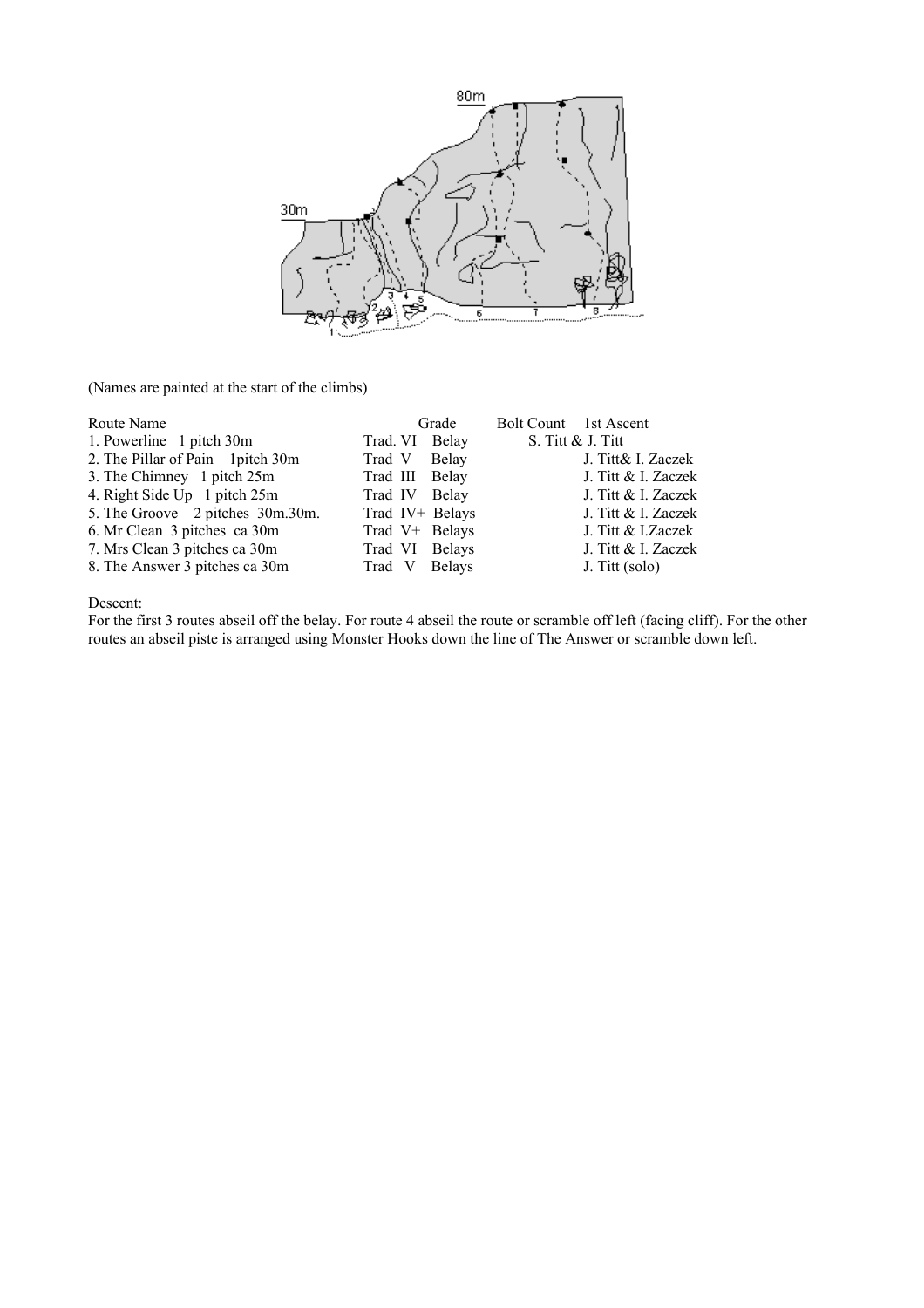(Names are painted at the start of the climbs)

| Route Name | Grade | Bolt Count | 1st Ascent |
|---|---|---|---|
| 1. Powerline 1 pitch 30m | Trad. VI | Belay | S. Titt & J. Titt |
| 2. The Pillar of Pain 1pitch 30m | Trad V | Belay | J. Titt& I. Zaczek |
| 3. The Chimney 1 pitch 25m | Trad III | Belay | J. Titt & I. Zaczek |
| 4. Right Side Up 1 pitch 25m | Trad IV | Belay | J. Titt & I. Zaczek |
| 5. The Groove 2 pitches 30m.30m. | Trad IV+ | Belays | J. Titt & I. Zaczek |
| 6. Mr Clean 3 pitches ca 30m | Trad V+ | Belays | J. Titt & I.Zaczek |
| 7. Mrs Clean 3 pitches ca 30m | Trad VI | Belays | J. Titt & I. Zaczek |
| 8. The Answer 3 pitches ca 30m | Trad V | Belays | J. Titt (solo) |

Descent:
For the first 3 routes abseil off the belay. For route 4 abseil the route or scramble off left (facing cliff). For the other routes an abseil piste is arranged using Monster Hooks down the line of The Answer or scramble down left.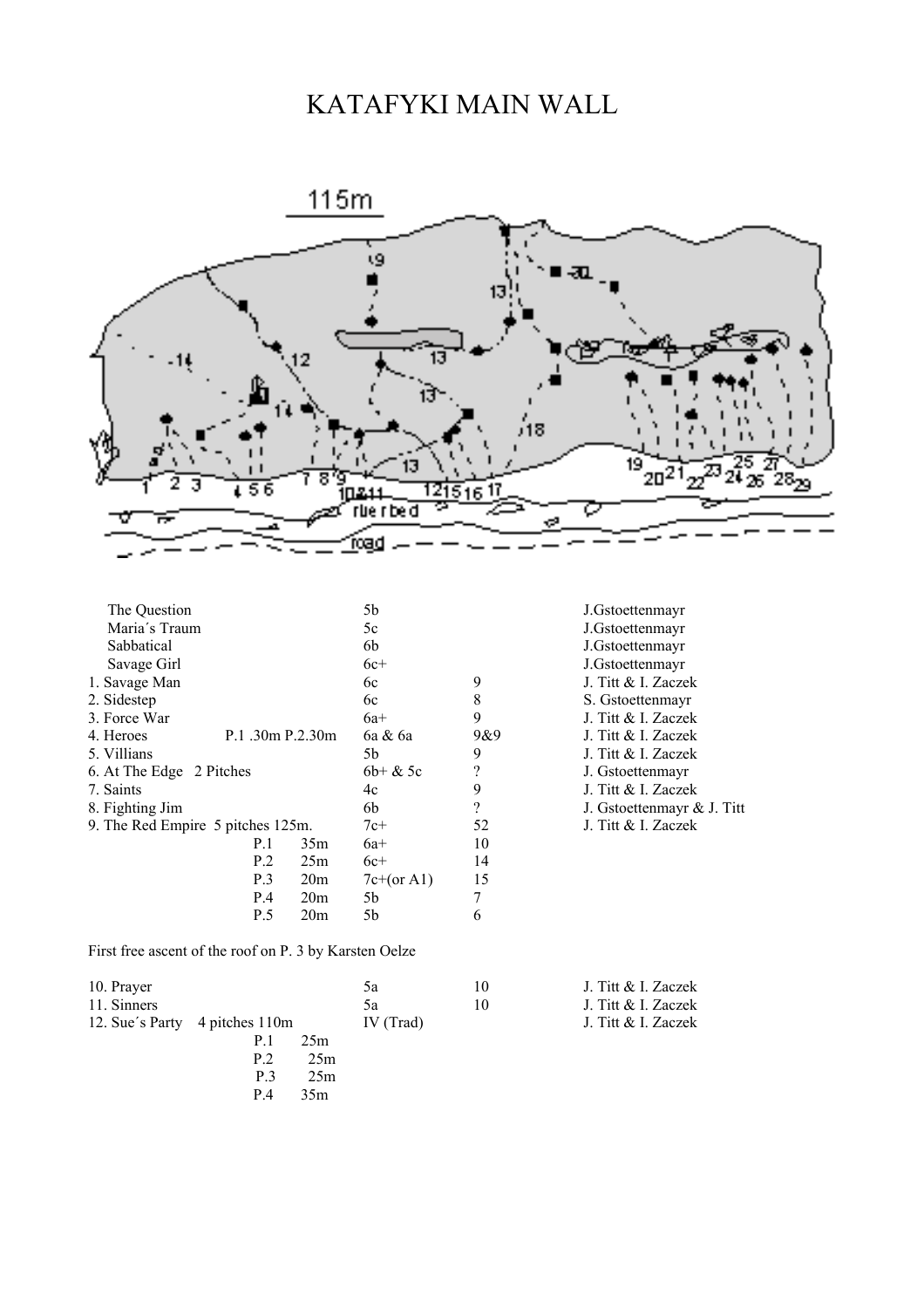# KATAFYKI MAIN WALL

| Route | | Grade | Bolts | First ascent |
|---|---|---|---|---|
| The Question | | 5b | | J.Gstoettenmayr |
| Maria´s Traum | | 5c | | J.Gstoettenmayr |
| Sabbatical | | 6b | | J.Gstoettenmayr |
| Savage Girl | | 6c+ | | J.Gstoettenmayr |
| 1. Savage Man | | 6c | 9 | J. Titt & I. Zaczek |
| 2. Sidestep | | 6c | 8 | S. Gstoettenmayr |
| 3. Force War | | 6a+ | 9 | J. Titt & I. Zaczek |
| 4. Heroes | P.1 .30m P.2.30m | 6a & 6a | 9&9 | J. Titt & I. Zaczek |
| 5. Villians | | 5b | 9 | J. Titt & I. Zaczek |
| 6. At The Edge 2 Pitches | | 6b+ & 5c | ? | J. Gstoettenmayr |
| 7. Saints | | 4c | 9 | J. Titt & I. Zaczek |
| 8. Fighting Jim | | 6b | ? | J. Gstoettenmayr & J. Titt |
| 9. The Red Empire 5 pitches 125m. | | 7c+ | 52 | J. Titt & I. Zaczek |
| | P.1 35m | 6a+ | 10 | |
| | P.2 25m | 6c+ | 14 | |
| | P.3 20m | 7c+(or A1) | 15 | |
| | P.4 20m | 5b | 7 | |
| | P.5 20m | 5b | 6 | |

First free ascent of the roof on P. 3 by Karsten Oelze

| Route | | Grade | Bolts | First ascent |
|---|---|---|---|---|
| 10. Prayer | | 5a | 10 | J. Titt & I. Zaczek |
| 11. Sinners | | 5a | 10 | J. Titt & I. Zaczek |
| 12. Sue´s Party 4 pitches 110m | | IV (Trad) | | J. Titt & I. Zaczek |
| | P.1 25m | | | |
| | P.2 25m | | | |
| | P.3 25m | | | |
| | P.4 35m | | | |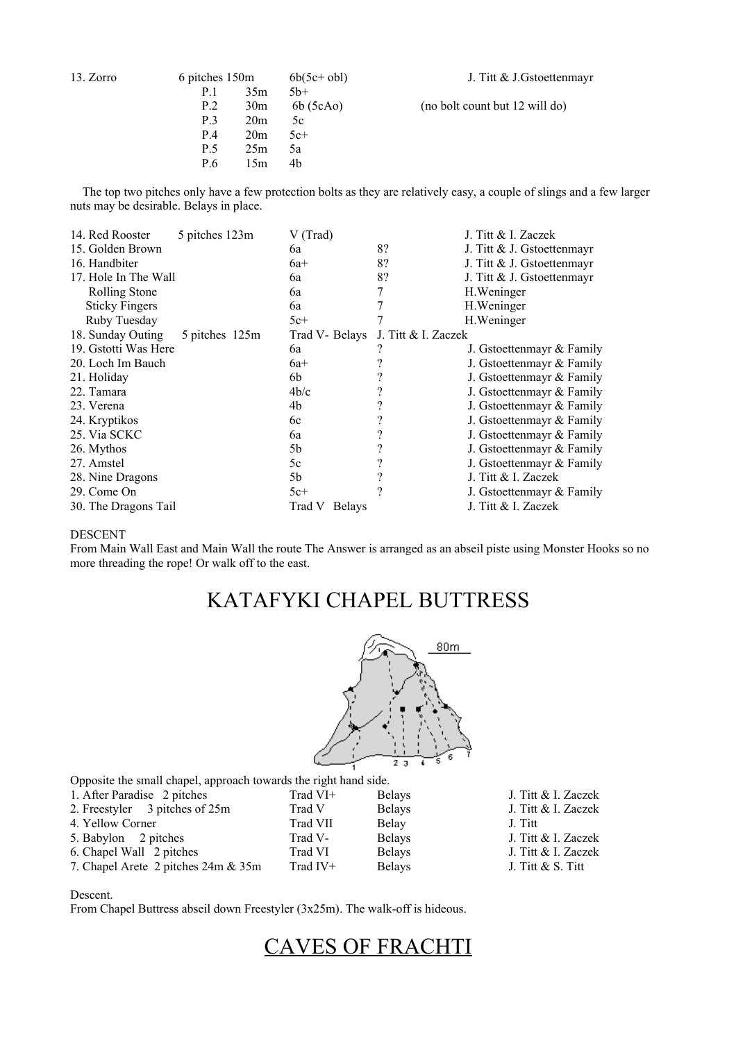| 13. Zorro | 6 pitches 150m | 6b(5c+ obl) | J. Titt & J.Gstoettenmayr |
|---|---|---|---|
| | P.1 35m | 5b+ | |
| | P.2 30m | 6b (5cAo) | (no bolt count but 12 will do) |
| | P.3 20m | 5c | |
| | P.4 20m | 5c+ | |
| | P.5 25m | 5a | |
| | P.6 15m | 4b | |

The top two pitches only have a few protection bolts as they are relatively easy, a couple of slings and a few larger nuts may be desirable. Belays in place.

| Route | Pitches | Grade | Bolts | First Ascent |
|---|---|---|---|---|
| 14. Red Rooster | 5 pitches 123m | V (Trad) | | J. Titt & I. Zaczek |
| 15. Golden Brown | | 6a | 8? | J. Titt & J. Gstoettenmayr |
| 16. Handbiter | | 6a+ | 8? | J. Titt & J. Gstoettenmayr |
| 17. Hole In The Wall | | 6a | 8? | J. Titt & J. Gstoettenmayr |
| Rolling Stone | | 6a | 7 | H.Weninger |
| Sticky Fingers | | 6a | 7 | H.Weninger |
| Ruby Tuesday | | 5c+ | 7 | H.Weninger |
| 18. Sunday Outing | 5 pitches 125m | Trad V- Belays | | J. Titt & I. Zaczek |
| 19. Gstotti Was Here | | 6a | ? | J. Gstoettenmayr & Family |
| 20. Loch Im Bauch | | 6a+ | ? | J. Gstoettenmayr & Family |
| 21. Holiday | | 6b | ? | J. Gstoettenmayr & Family |
| 22. Tamara | | 4b/c | ? | J. Gstoettenmayr & Family |
| 23. Verena | | 4b | ? | J. Gstoettenmayr & Family |
| 24. Kryptikos | | 6c | ? | J. Gstoettenmayr & Family |
| 25. Via SCKC | | 6a | ? | J. Gstoettenmayr & Family |
| 26. Mythos | | 5b | ? | J. Gstoettenmayr & Family |
| 27. Amstel | | 5c | ? | J. Gstoettenmayr & Family |
| 28. Nine Dragons | | 5b | ? | J. Titt & I. Zaczek |
| 29. Come On | | 5c+ | ? | J. Gstoettenmayr & Family |
| 30. The Dragons Tail | | Trad V Belays | | J. Titt & I. Zaczek |

DESCENT

From Main Wall East and Main Wall the route The Answer is arranged as an abseil piste using Monster Hooks so no more threading the rope! Or walk off to the east.

# KATAFYKI CHAPEL BUTTRESS

Opposite the small chapel, approach towards the right hand side.

| Route | Grade | Belays | First Ascent |
|---|---|---|---|
| 1. After Paradise 2 pitches | Trad VI+ | Belays | J. Titt & I. Zaczek |
| 2. Freestyler 3 pitches of 25m | Trad V | Belays | J. Titt & I. Zaczek |
| 4. Yellow Corner | Trad VII | Belay | J. Titt |
| 5. Babylon 2 pitches | Trad V- | Belays | J. Titt & I. Zaczek |
| 6. Chapel Wall 2 pitches | Trad VI | Belays | J. Titt & I. Zaczek |
| 7. Chapel Arete 2 pitches 24m & 35m | Trad IV+ | Belays | J. Titt & S. Titt |

Descent.

From Chapel Buttress abseil down Freestyler (3x25m). The walk-off is hideous.

# CAVES OF FRACHTI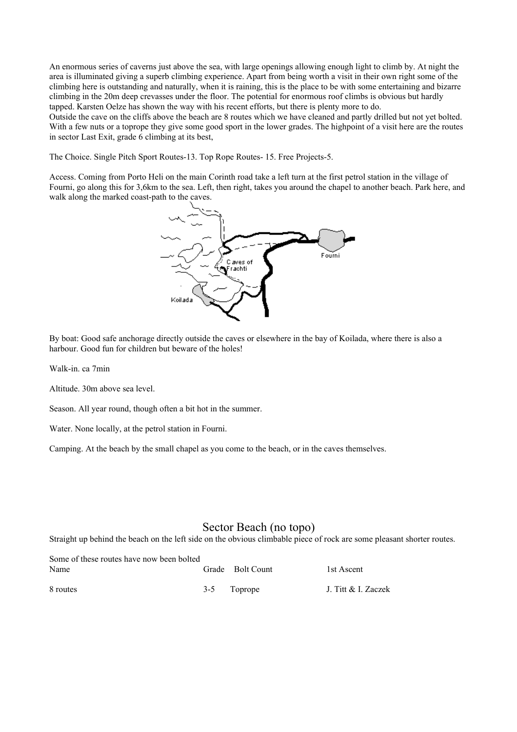An enormous series of caverns just above the sea, with large openings allowing enough light to climb by. At night the area is illuminated giving a superb climbing experience. Apart from being worth a visit in their own right some of the climbing here is outstanding and naturally, when it is raining, this is the place to be with some entertaining and bizarre climbing in the 20m deep crevasses under the floor. The potential for enormous roof climbs is obvious but hardly tapped. Karsten Oelze has shown the way with his recent efforts, but there is plenty more to do.
Outside the cave on the cliffs above the beach are 8 routes which we have cleaned and partly drilled but not yet bolted. With a few nuts or a toprope they give some good sport in the lower grades. The highpoint of a visit here are the routes in sector Last Exit, grade 6 climbing at its best,

The Choice. Single Pitch Sport Routes-13. Top Rope Routes- 15. Free Projects-5.

Access. Coming from Porto Heli on the main Corinth road take a left turn at the first petrol station in the village of Fourni, go along this for 3,6km to the sea. Left, then right, takes you around the chapel to another beach. Park here, and walk along the marked coast-path to the caves.

By boat: Good safe anchorage directly outside the caves or elsewhere in the bay of Koilada, where there is also a harbour. Good fun for children but beware of the holes!

Walk-in. ca 7min

Altitude. 30m above sea level.

Season. All year round, though often a bit hot in the summer.

Water. None locally, at the petrol station in Fourni.

Camping. At the beach by the small chapel as you come to the beach, or in the caves themselves.

## Sector Beach (no topo)

Straight up behind the beach on the left side on the obvious climbable piece of rock are some pleasant shorter routes.

Some of these routes have now been bolted

| Name | Grade | Bolt Count | 1st Ascent |
|---|---|---|---|
| 8 routes | 3-5 | Toprope | J. Titt & I. Zaczek |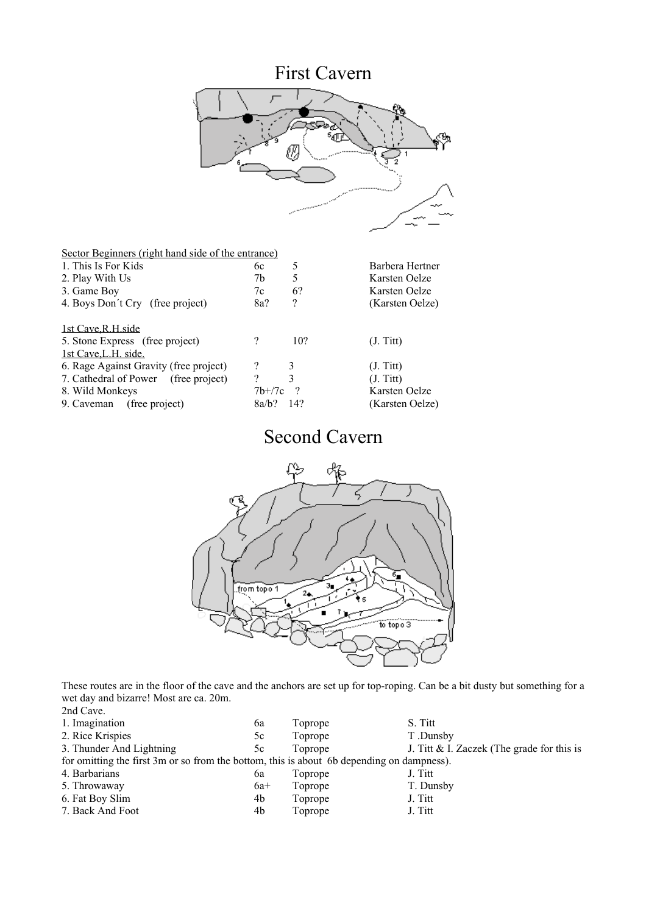# First Cavern

Sector Beginners (right hand side of the entrance)

| | | | |
|---|---|---|---|
| 1. This Is For Kids | 6c | 5 | Barbera Hertner |
| 2. Play With Us | 7b | 5 | Karsten Oelze |
| 3. Game Boy | 7c | 6? | Karsten Oelze |
| 4. Boys Don´t Cry (free project) | 8a? | ? | (Karsten Oelze) |

1st Cave,R.H.side

| | | | |
|---|---|---|---|
| 5. Stone Express (free project) | ? | 10? | (J. Titt) |

1st Cave,L.H. side.

| | | | |
|---|---|---|---|
| 6. Rage Against Gravity (free project) | ? | 3 | (J. Titt) |
| 7. Cathedral of Power (free project) | ? | 3 | (J. Titt) |
| 8. Wild Monkeys | 7b+/7c | ? | Karsten Oelze |
| 9. Caveman (free project) | 8a/b? | 14? | (Karsten Oelze) |

# Second Cavern

These routes are in the floor of the cave and the anchors are set up for top-roping. Can be a bit dusty but something for a wet day and bizarre! Most are ca. 20m.

2nd Cave.

| | | | |
|---|---|---|---|
| 1. Imagination | 6a | Toprope | S. Titt |
| 2. Rice Krispies | 5c | Toprope | T .Dunsby |
| 3. Thunder And Lightning | 5c | Toprope | J. Titt & I. Zaczek (The grade for this is for omitting the first 3m or so from the bottom, this is about 6b depending on dampness). |
| 4. Barbarians | 6a | Toprope | J. Titt |
| 5. Throwaway | 6a+ | Toprope | T. Dunsby |
| 6. Fat Boy Slim | 4b | Toprope | J. Titt |
| 7. Back And Foot | 4b | Toprope | J. Titt |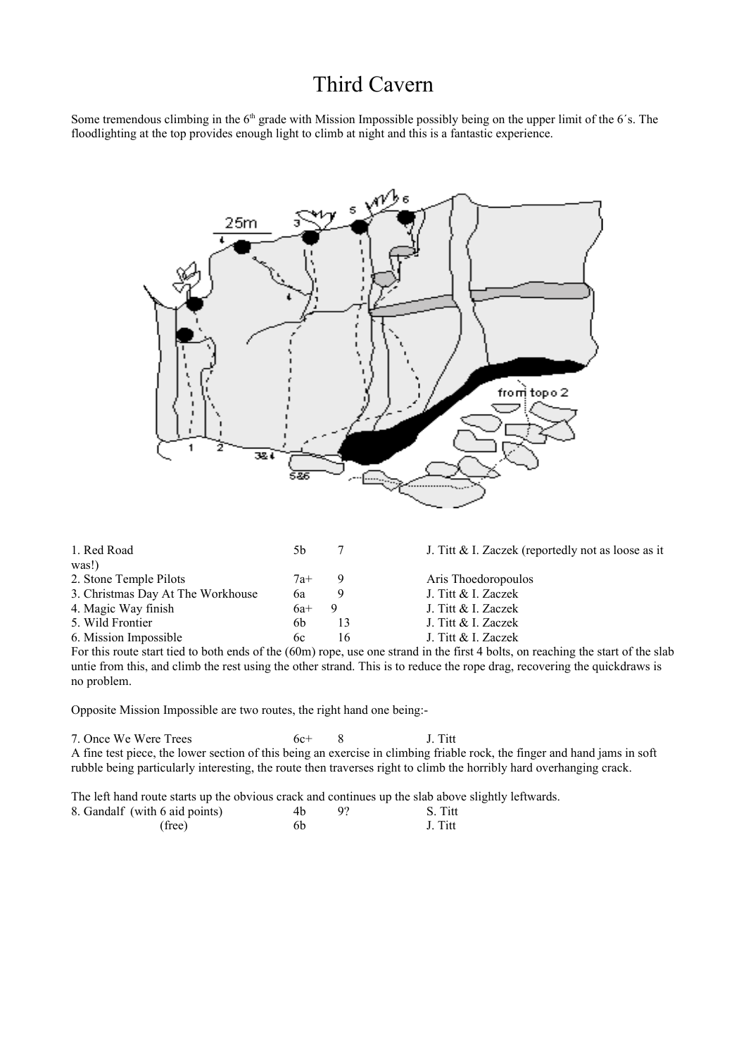# Third Cavern

Some tremendous climbing in the 6[th] grade with Mission Impossible possibly being on the upper limit of the 6´s. The floodlighting at the top provides enough light to climb at night and this is a fantastic experience.

| | | | |
|---|---|---|---|
| 1. Red Road | 5b | 7 | J. Titt & I. Zaczek (reportedly not as loose as it was!) |
| 2. Stone Temple Pilots | 7a+ | 9 | Aris Thoedoropoulos |
| 3. Christmas Day At The Workhouse | 6a | 9 | J. Titt & I. Zaczek |
| 4. Magic Way finish | 6a+ | 9 | J. Titt & I. Zaczek |
| 5. Wild Frontier | 6b | 13 | J. Titt & I. Zaczek |
| 6. Mission Impossible | 6c | 16 | J. Titt & I. Zaczek |

For this route start tied to both ends of the (60m) rope, use one strand in the first 4 bolts, on reaching the start of the slab untie from this, and climb the rest using the other strand. This is to reduce the rope drag, recovering the quickdraws is no problem.

Opposite Mission Impossible are two routes, the right hand one being:-

| | | | |
|---|---|---|---|
| 7. Once We Were Trees | 6c+ | 8 | J. Titt |

A fine test piece, the lower section of this being an exercise in climbing friable rock, the finger and hand jams in soft rubble being particularly interesting, the route then traverses right to climb the horribly hard overhanging crack.

The left hand route starts up the obvious crack and continues up the slab above slightly leftwards.

| | | | |
|---|---|---|---|
| 8. Gandalf (with 6 aid points) | 4b | 9? | S. Titt |
| (free) | 6b | | J. Titt |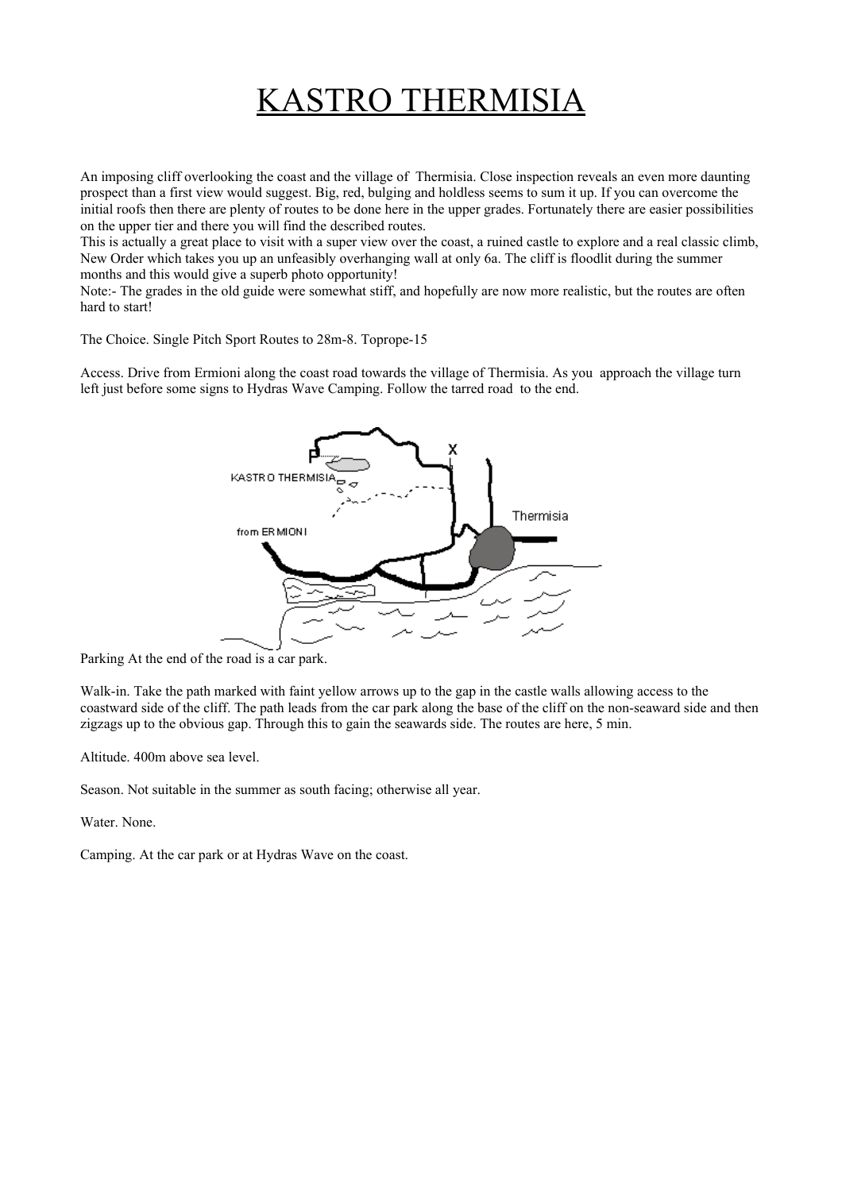# KASTRO THERMISIA

An imposing cliff overlooking the coast and the village of Thermisia. Close inspection reveals an even more daunting prospect than a first view would suggest. Big, red, bulging and holdless seems to sum it up. If you can overcome the initial roofs then there are plenty of routes to be done here in the upper grades. Fortunately there are easier possibilities on the upper tier and there you will find the described routes.

This is actually a great place to visit with a super view over the coast, a ruined castle to explore and a real classic climb, New Order which takes you up an unfeasibly overhanging wall at only 6a. The cliff is floodlit during the summer months and this would give a superb photo opportunity!

Note:- The grades in the old guide were somewhat stiff, and hopefully are now more realistic, but the routes are often hard to start!

The Choice. Single Pitch Sport Routes to 28m-8. Toprope-15

Access. Drive from Ermioni along the coast road towards the village of Thermisia. As you approach the village turn left just before some signs to Hydras Wave Camping. Follow the tarred road to the end.

Parking At the end of the road is a car park.

Walk-in. Take the path marked with faint yellow arrows up to the gap in the castle walls allowing access to the coastward side of the cliff. The path leads from the car park along the base of the cliff on the non-seaward side and then zigzags up to the obvious gap. Through this to gain the seawards side. The routes are here, 5 min.

Altitude. 400m above sea level.

Season. Not suitable in the summer as south facing; otherwise all year.

Water. None.

Camping. At the car park or at Hydras Wave on the coast.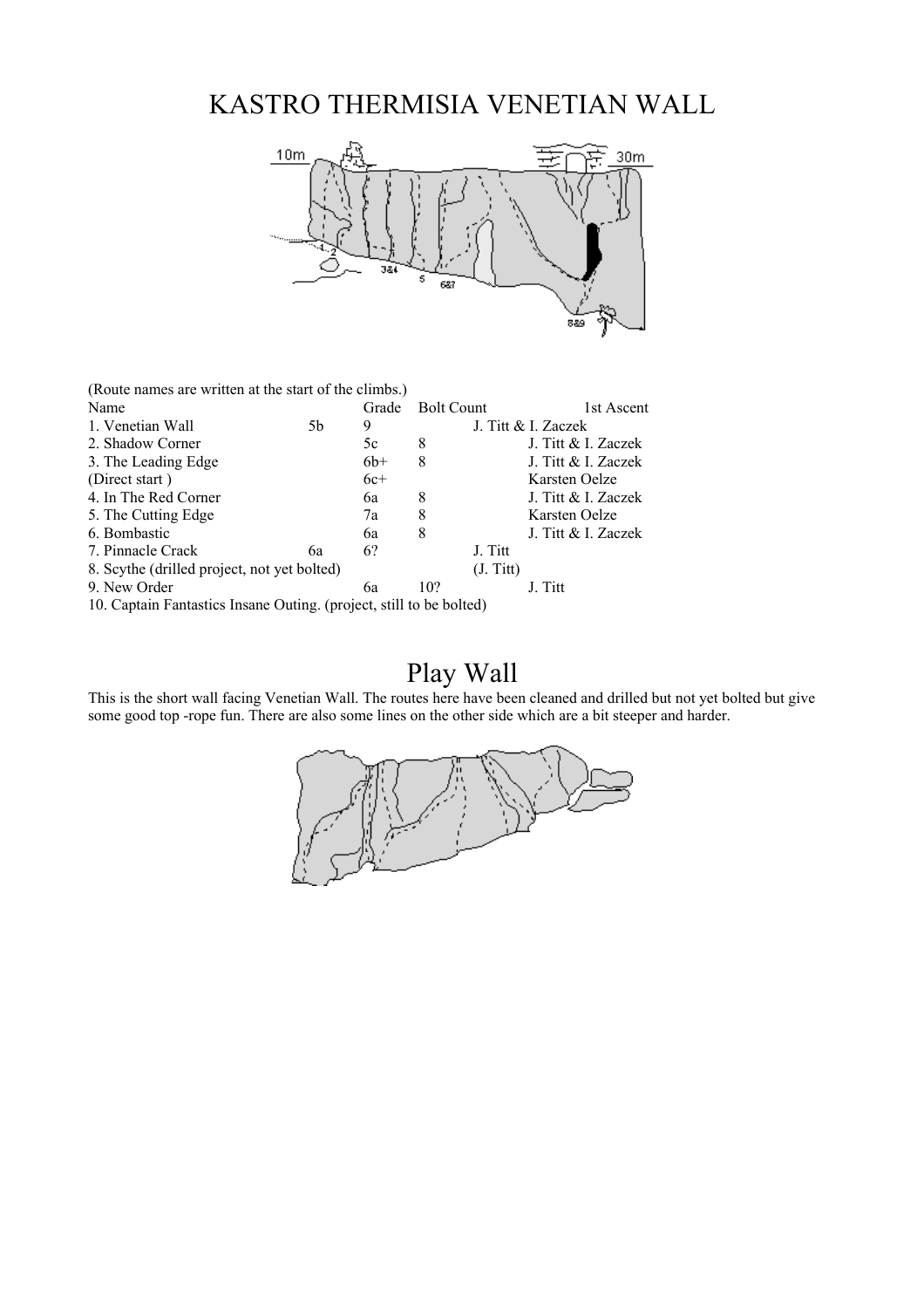# KASTRO THERMISIA VENETIAN WALL

(Route names are written at the start of the climbs.)

| Name | Grade | Bolt Count | 1st Ascent |
|---|---|---|---|
| 1. Venetian Wall | 5b | 9 | J. Titt & I. Zaczek |
| 2. Shadow Corner | 5c | 8 | J. Titt & I. Zaczek |
| 3. The Leading Edge | 6b+ | 8 | J. Titt & I. Zaczek |
| (Direct start ) | 6c+ | | Karsten Oelze |
| 4. In The Red Corner | 6a | 8 | J. Titt & I. Zaczek |
| 5. The Cutting Edge | 7a | 8 | Karsten Oelze |
| 6. Bombastic | 6a | 8 | J. Titt & I. Zaczek |
| 7. Pinnacle Crack | 6a | 6? | J. Titt |
| 8. Scythe (drilled project, not yet bolted) | | | (J. Titt) |
| 9. New Order | 6a | 10? | J. Titt |
| 10. Captain Fantastics Insane Outing. (project, still to be bolted) | | | |

# Play Wall

This is the short wall facing Venetian Wall. The routes here have been cleaned and drilled but not yet bolted but give some good top -rope fun. There are also some lines on the other side which are a bit steeper and harder.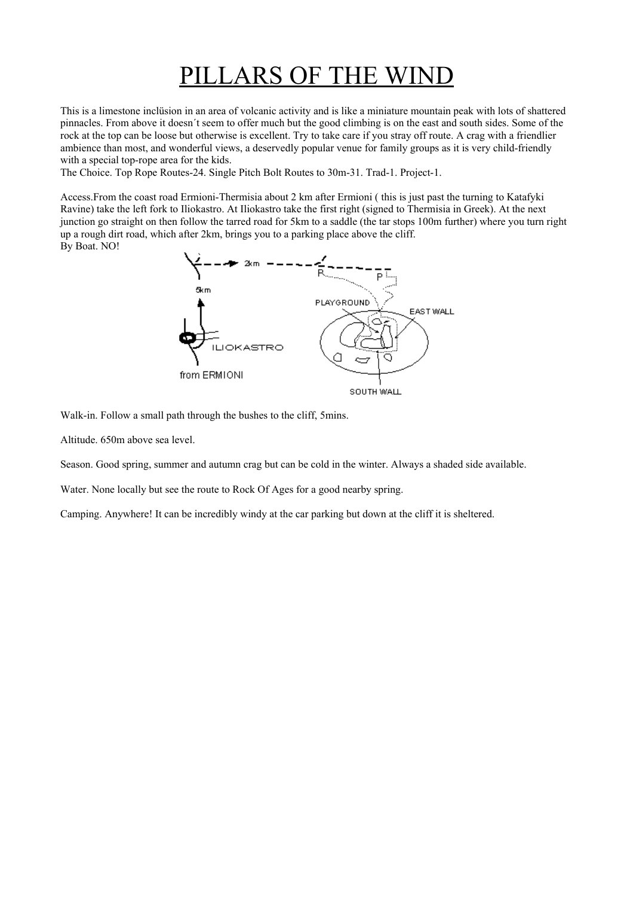# PILLARS OF THE WIND

This is a limestone inclüsion in an area of volcanic activity and is like a miniature mountain peak with lots of shattered pinnacles. From above it doesn´t seem to offer much but the good climbing is on the east and south sides. Some of the rock at the top can be loose but otherwise is excellent. Try to take care if you stray off route. A crag with a friendlier ambience than most, and wonderful views, a deservedly popular venue for family groups as it is very child-friendly with a special top-rope area for the kids.

The Choice. Top Rope Routes-24. Single Pitch Bolt Routes to 30m-31. Trad-1. Project-1.

Access.From the coast road Ermioni-Thermisia about 2 km after Ermioni ( this is just past the turning to Katafyki Ravine) take the left fork to Iliokastro. At Iliokastro take the first right (signed to Thermisia in Greek). At the next junction go straight on then follow the tarred road for 5km to a saddle (the tar stops 100m further) where you turn right up a rough dirt road, which after 2km, brings you to a parking place above the cliff.

By Boat. NO!

Walk-in. Follow a small path through the bushes to the cliff, 5mins.

Altitude. 650m above sea level.

Season. Good spring, summer and autumn crag but can be cold in the winter. Always a shaded side available.

Water. None locally but see the route to Rock Of Ages for a good nearby spring.

Camping. Anywhere! It can be incredibly windy at the car parking but down at the cliff it is sheltered.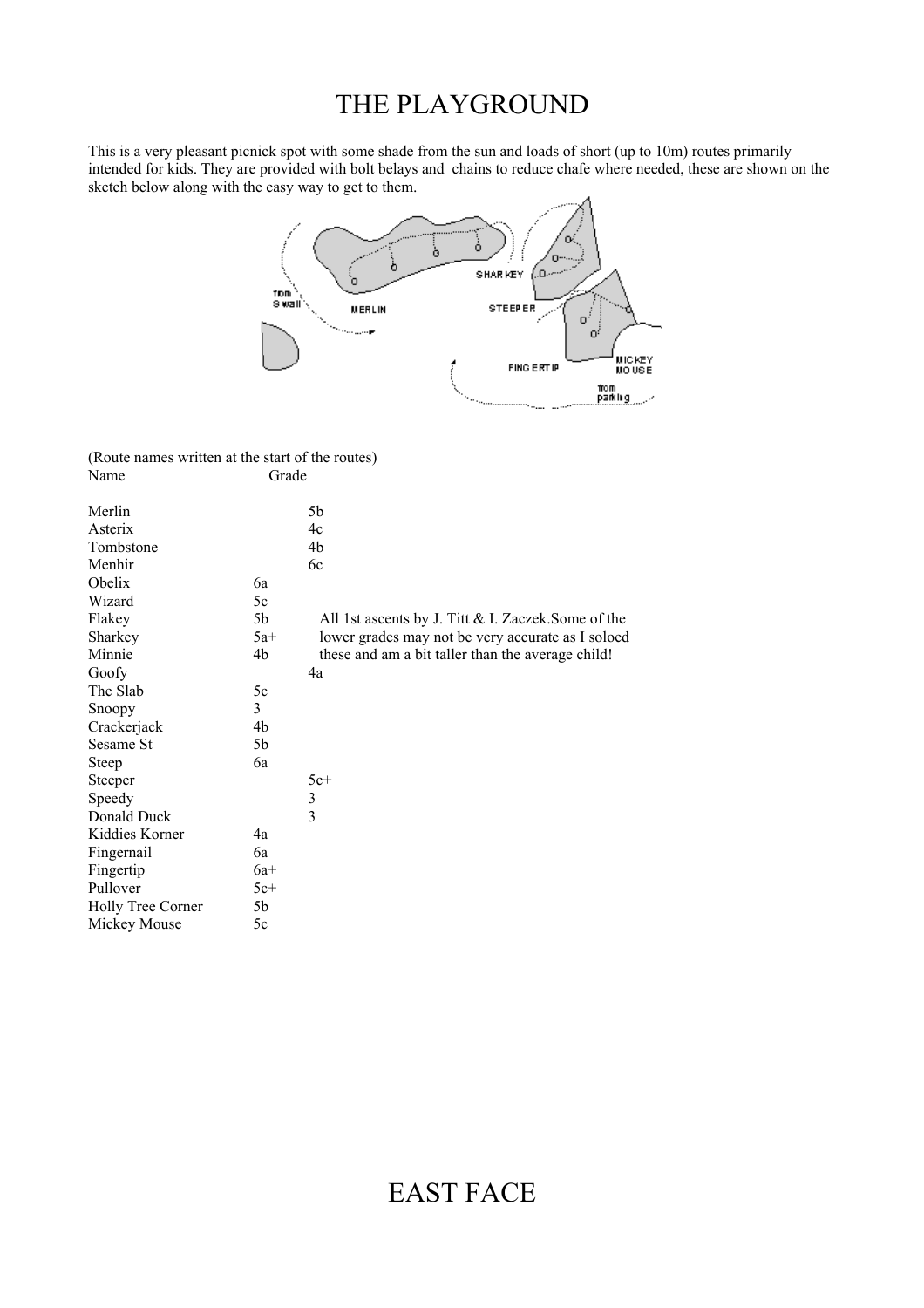# THE PLAYGROUND

This is a very pleasant picnick spot with some shade from the sun and loads of short (up to 10m) routes primarily intended for kids. They are provided with bolt belays and chains to reduce chafe where needed, these are shown on the sketch below along with the easy way to get to them.

(Route names written at the start of the routes)

| Name | Grade |
|---|---|
| Merlin | 5b |
| Asterix | 4c |
| Tombstone | 4b |
| Menhir | 6c |
| Obelix | 6a |
| Wizard | 5c |
| Flakey | 5b |
| Sharkey | 5a+ |
| Minnie | 4b |
| Goofy | 4a |
| The Slab | 5c |
| Snoopy | 3 |
| Crackerjack | 4b |
| Sesame St | 5b |
| Steep | 6a |
| Steeper | 5c+ |
| Speedy | 3 |
| Donald Duck | 3 |
| Kiddies Korner | 4a |
| Fingernail | 6a |
| Fingertip | 6a+ |
| Pullover | 5c+ |
| Holly Tree Corner | 5b |
| Mickey Mouse | 5c |

All 1st ascents by J. Titt & I. Zaczek. Some of the lower grades may not be very accurate as I soloed these and am a bit taller than the average child!

# EAST FACE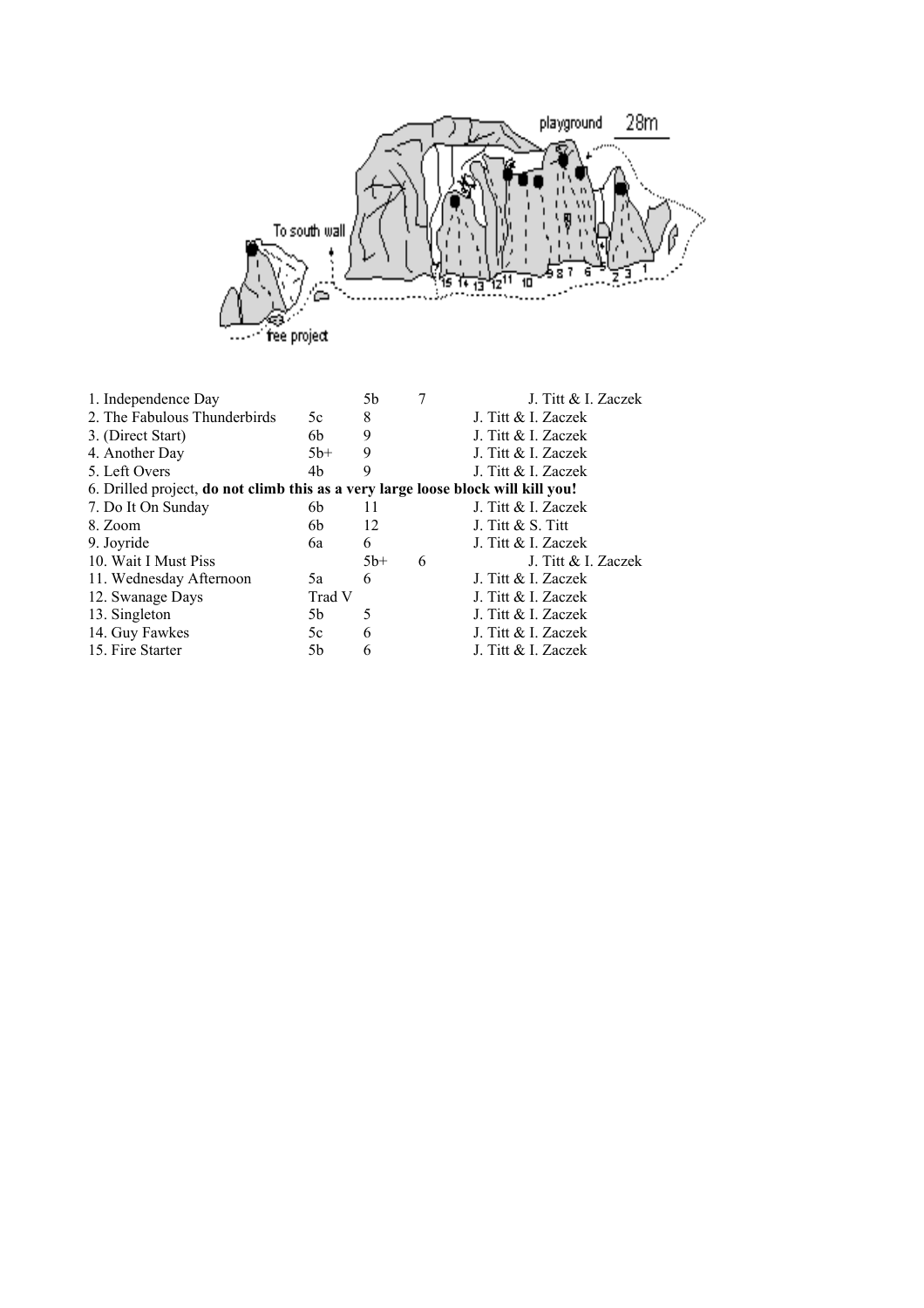| Route | Grade | Length | First Ascent |
| --- | --- | --- | --- |
| 1. Independence Day | 5b | 7 | J. Titt & I. Zaczek |
| 2. The Fabulous Thunderbirds | 5c | 8 | J. Titt & I. Zaczek |
| 3. (Direct Start) | 6b | 9 | J. Titt & I. Zaczek |
| 4. Another Day | 5b+ | 9 | J. Titt & I. Zaczek |
| 5. Left Overs | 4b | 9 | J. Titt & I. Zaczek |
| 6. Drilled project, **do not climb this as a very large loose block will kill you!** | | | |
| 7. Do It On Sunday | 6b | 11 | J. Titt & I. Zaczek |
| 8. Zoom | 6b | 12 | J. Titt & S. Titt |
| 9. Joyride | 6a | 6 | J. Titt & I. Zaczek |
| 10. Wait I Must Piss | 5b+ | 6 | J. Titt & I. Zaczek |
| 11. Wednesday Afternoon | 5a | 6 | J. Titt & I. Zaczek |
| 12. Swanage Days | Trad V | | J. Titt & I. Zaczek |
| 13. Singleton | 5b | 5 | J. Titt & I. Zaczek |
| 14. Guy Fawkes | 5c | 6 | J. Titt & I. Zaczek |
| 15. Fire Starter | 5b | 6 | J. Titt & I. Zaczek |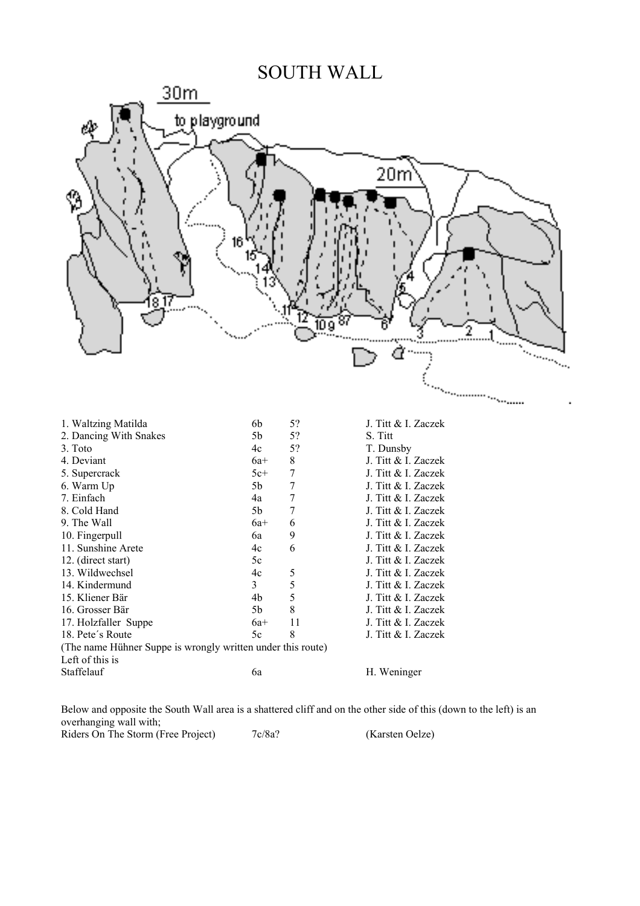# SOUTH WALL

| | | | |
|---|---|---|---|
| 1. Waltzing Matilda | 6b | 5? | J. Titt & I. Zaczek |
| 2. Dancing With Snakes | 5b | 5? | S. Titt |
| 3. Toto | 4c | 5? | T. Dunsby |
| 4. Deviant | 6a+ | 8 | J. Titt & I. Zaczek |
| 5. Supercrack | 5c+ | 7 | J. Titt & I. Zaczek |
| 6. Warm Up | 5b | 7 | J. Titt & I. Zaczek |
| 7. Einfach | 4a | 7 | J. Titt & I. Zaczek |
| 8. Cold Hand | 5b | 7 | J. Titt & I. Zaczek |
| 9. The Wall | 6a+ | 6 | J. Titt & I. Zaczek |
| 10. Fingerpull | 6a | 9 | J. Titt & I. Zaczek |
| 11. Sunshine Arete | 4c | 6 | J. Titt & I. Zaczek |
| 12. (direct start) | 5c | | J. Titt & I. Zaczek |
| 13. Wildwechsel | 4c | 5 | J. Titt & I. Zaczek |
| 14. Kindermund | 3 | 5 | J. Titt & I. Zaczek |
| 15. Kliener Bär | 4b | 5 | J. Titt & I. Zaczek |
| 16. Grosser Bär | 5b | 8 | J. Titt & I. Zaczek |
| 17. Holzfaller Suppe | 6a+ | 11 | J. Titt & I. Zaczek |
| 18. Pete´s Route | 5c | 8 | J. Titt & I. Zaczek |

(The name Hühner Suppe is wrongly written under this route)
Left of this is

| | | | |
|---|---|---|---|
| Staffelauf | 6a | | H. Weninger |

Below and opposite the South Wall area is a shattered cliff and on the other side of this (down to the left) is an overhanging wall with;

| | | | |
|---|---|---|---|
| Riders On The Storm (Free Project) | 7c/8a? | | (Karsten Oelze) |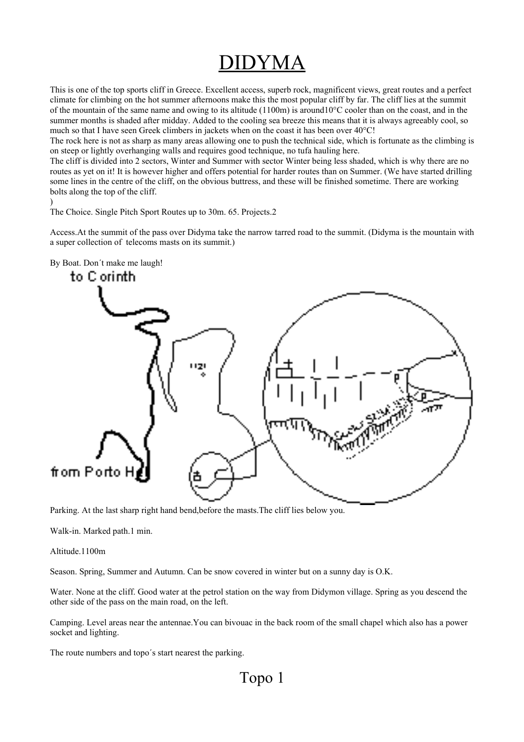# DIDYMA

This is one of the top sports cliff in Greece. Excellent access, superb rock, magnificent views, great routes and a perfect climate for climbing on the hot summer afternoons make this the most popular cliff by far. The cliff lies at the summit of the mountain of the same name and owing to its altitude (1100m) is around10°C cooler than on the coast, and in the summer months is shaded after midday. Added to the cooling sea breeze this means that it is always agreeably cool, so much so that I have seen Greek climbers in jackets when on the coast it has been over 40°C!

The rock here is not as sharp as many areas allowing one to push the technical side, which is fortunate as the climbing is on steep or lightly overhanging walls and requires good technique, no tufa hauling here.

The cliff is divided into 2 sectors, Winter and Summer with sector Winter being less shaded, which is why there are no routes as yet on it! It is however higher and offers potential for harder routes than on Summer. (We have started drilling some lines in the centre of the cliff, on the obvious buttress, and these will be finished sometime. There are working bolts along the top of the cliff.
)

The Choice. Single Pitch Sport Routes up to 30m. 65. Projects.2

Access.At the summit of the pass over Didyma take the narrow tarred road to the summit. (Didyma is the mountain with a super collection of telecoms masts on its summit.)

By Boat. Don´t make me laugh!

to Corinth

1121

from Porto H

Parking. At the last sharp right hand bend,before the masts.The cliff lies below you.

Walk-in. Marked path.1 min.

Altitude.1100m

Season. Spring, Summer and Autumn. Can be snow covered in winter but on a sunny day is O.K.

Water. None at the cliff. Good water at the petrol station on the way from Didymon village. Spring as you descend the other side of the pass on the main road, on the left.

Camping. Level areas near the antennae.You can bivouac in the back room of the small chapel which also has a power socket and lighting.

The route numbers and topo´s start nearest the parking.

## Topo 1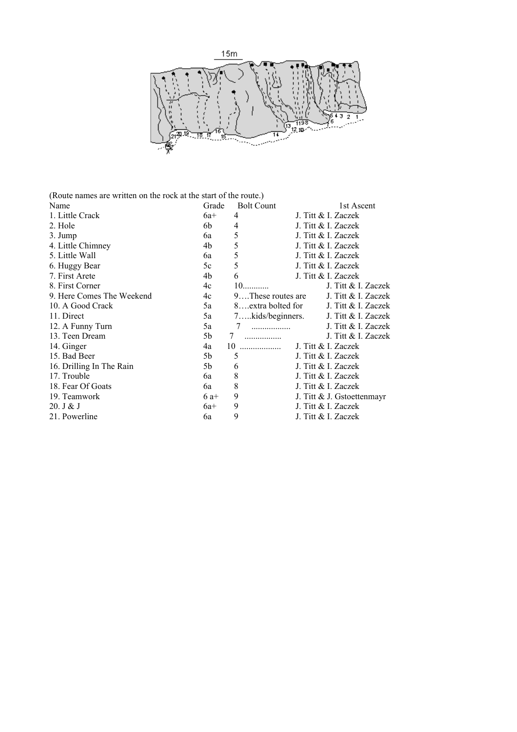(Route names are written on the rock at the start of the route.)

| Name | Grade | Bolt Count | | 1st Ascent |
|---|---|---|---|---|
| 1. Little Crack | 6a+ | 4 | | J. Titt & I. Zaczek |
| 2. Hole | 6b | 4 | | J. Titt & I. Zaczek |
| 3. Jump | 6a | 5 | | J. Titt & I. Zaczek |
| 4. Little Chimney | 4b | 5 | | J. Titt & I. Zaczek |
| 5. Little Wall | 6a | 5 | | J. Titt & I. Zaczek |
| 6. Huggy Bear | 5c | 5 | | J. Titt & I. Zaczek |
| 7. First Arete | 4b | 6 | | J. Titt & I. Zaczek |
| 8. First Corner | 4c | 10 | ........... | J. Titt & I. Zaczek |
| 9. Here Comes The Weekend | 4c | 9 | ….These routes are | J. Titt & I. Zaczek |
| 10. A Good Crack | 5a | 8 | ….extra bolted for | J. Titt & I. Zaczek |
| 11. Direct | 5a | 7 | …..kids/beginners. | J. Titt & I. Zaczek |
| 12. A Funny Turn | 5a | 7 | .................. | J. Titt & I. Zaczek |
| 13. Teen Dream | 5b | 7 | ................. | J. Titt & I. Zaczek |
| 14. Ginger | 4a | 10 | ................... | J. Titt & I. Zaczek |
| 15. Bad Beer | 5b | 5 | | J. Titt & I. Zaczek |
| 16. Drilling In The Rain | 5b | 6 | | J. Titt & I. Zaczek |
| 17. Trouble | 6a | 8 | | J. Titt & I. Zaczek |
| 18. Fear Of Goats | 6a | 8 | | J. Titt & I. Zaczek |
| 19. Teamwork | 6 a+ | 9 | | J. Titt & J. Gstoettenmayr |
| 20. J & J | 6a+ | 9 | | J. Titt & I. Zaczek |
| 21. Powerline | 6a | 9 | | J. Titt & I. Zaczek |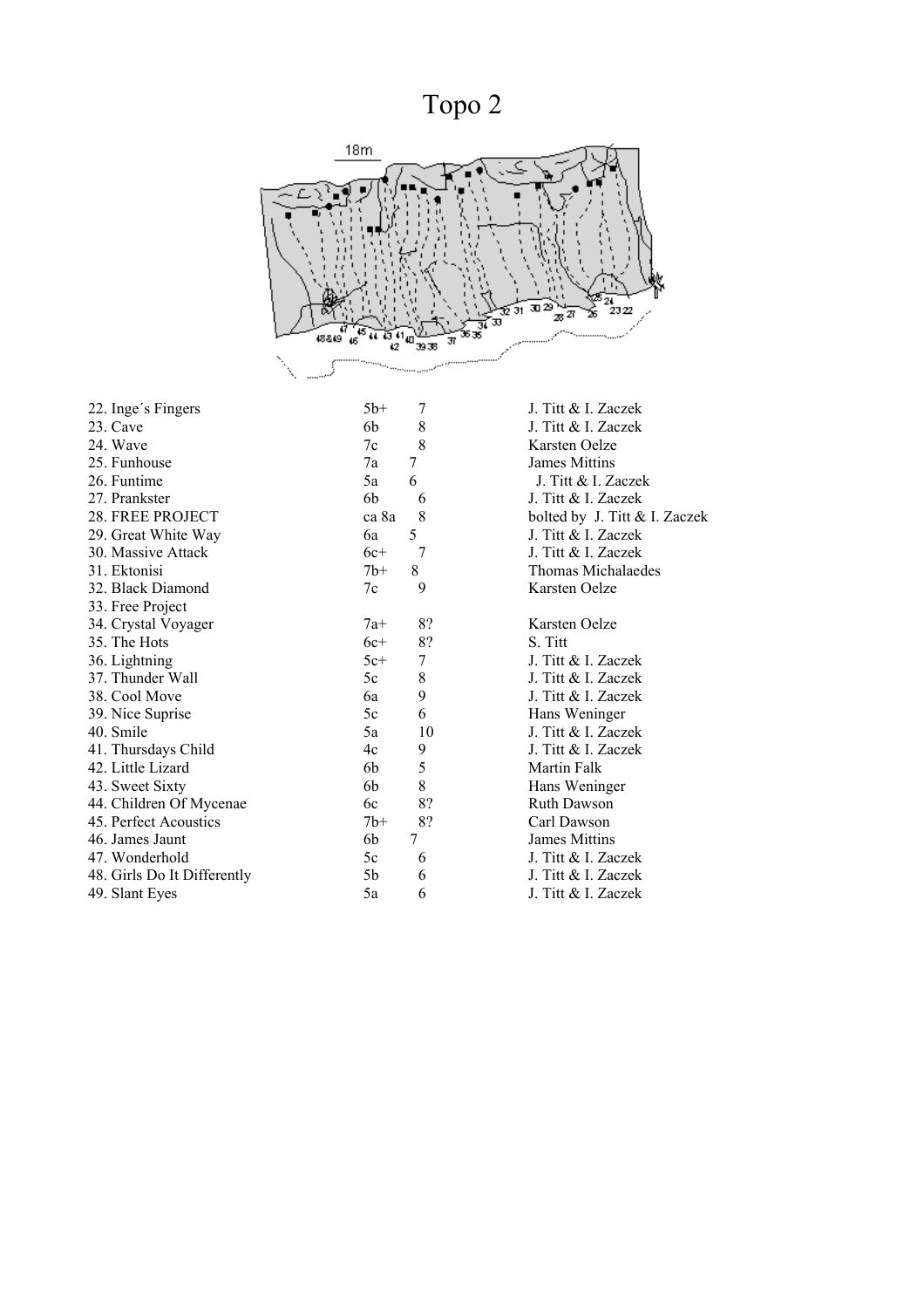# Topo 2

| Route | Grade | Length | First ascent / Bolted by |
| --- | --- | --- | --- |
| 22. Inge´s Fingers | 5b+ | 7 | J. Titt & I. Zaczek |
| 23. Cave | 6b | 8 | J. Titt & I. Zaczek |
| 24. Wave | 7c | 8 | Karsten Oelze |
| 25. Funhouse | 7a | 7 | James Mittins |
| 26. Funtime | 5a | 6 | J. Titt & I. Zaczek |
| 27. Prankster | 6b | 6 | J. Titt & I. Zaczek |
| 28. FREE PROJECT | ca 8a | 8 | bolted by J. Titt & I. Zaczek |
| 29. Great White Way | 6a | 5 | J. Titt & I. Zaczek |
| 30. Massive Attack | 6c+ | 7 | J. Titt & I. Zaczek |
| 31. Ektonisi | 7b+ | 8 | Thomas Michalaedes |
| 32. Black Diamond | 7c | 9 | Karsten Oelze |
| 33. Free Project | | | |
| 34. Crystal Voyager | 7a+ | 8? | Karsten Oelze |
| 35. The Hots | 6c+ | 8? | S. Titt |
| 36. Lightning | 5c+ | 7 | J. Titt & I. Zaczek |
| 37. Thunder Wall | 5c | 8 | J. Titt & I. Zaczek |
| 38. Cool Move | 6a | 9 | J. Titt & I. Zaczek |
| 39. Nice Suprise | 5c | 6 | Hans Weninger |
| 40. Smile | 5a | 10 | J. Titt & I. Zaczek |
| 41. Thursdays Child | 4c | 9 | J. Titt & I. Zaczek |
| 42. Little Lizard | 6b | 5 | Martin Falk |
| 43. Sweet Sixty | 6b | 8 | Hans Weninger |
| 44. Children Of Mycenae | 6c | 8? | Ruth Dawson |
| 45. Perfect Acoustics | 7b+ | 8? | Carl Dawson |
| 46. James Jaunt | 6b | 7 | James Mittins |
| 47. Wonderhold | 5c | 6 | J. Titt & I. Zaczek |
| 48. Girls Do It Differently | 5b | 6 | J. Titt & I. Zaczek |
| 49. Slant Eyes | 5a | 6 | J. Titt & I. Zaczek |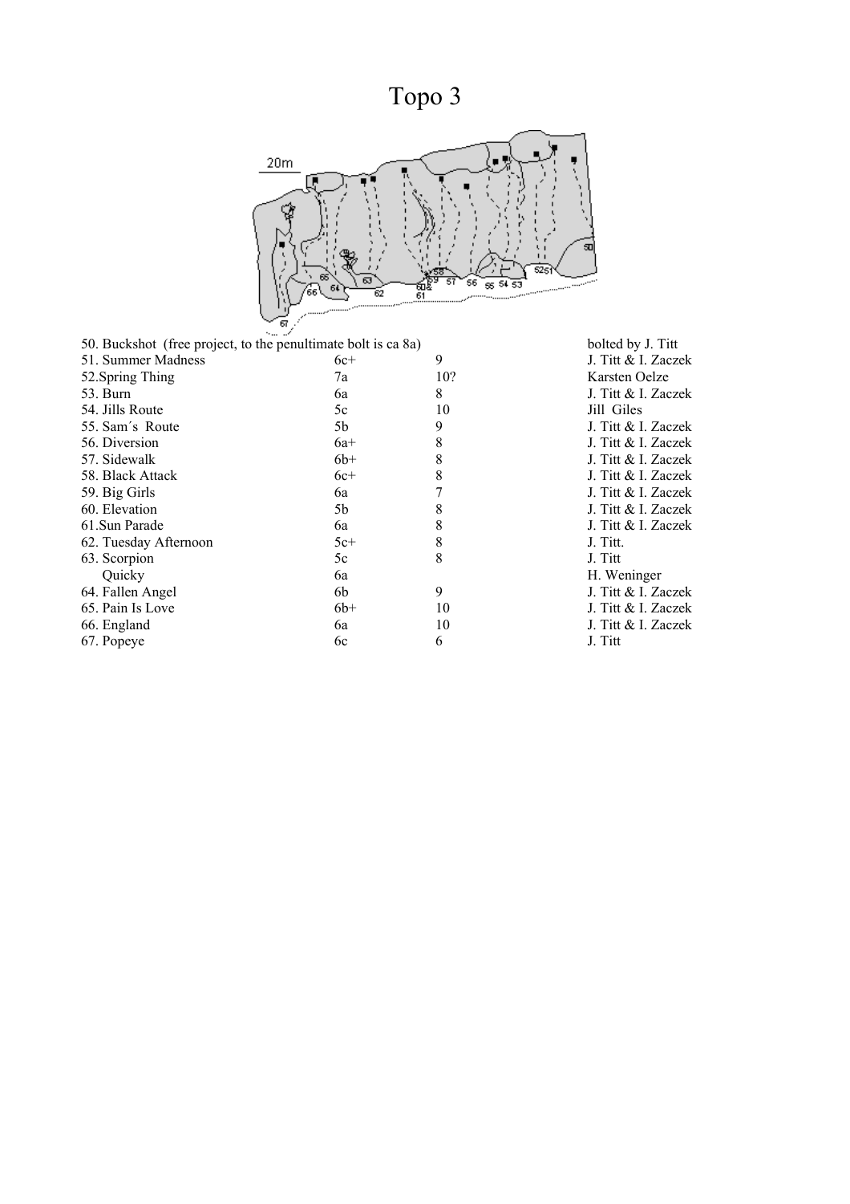# Topo 3

| | | | |
|---|---|---|---|
| 50. Buckshot (free project, to the penultimate bolt is ca 8a) | | | bolted by J. Titt |
| 51. Summer Madness | 6c+ | 9 | J. Titt & I. Zaczek |
| 52.Spring Thing | 7a | 10? | Karsten Oelze |
| 53. Burn | 6a | 8 | J. Titt & I. Zaczek |
| 54. Jills Route | 5c | 10 | Jill Giles |
| 55. Sam´s Route | 5b | 9 | J. Titt & I. Zaczek |
| 56. Diversion | 6a+ | 8 | J. Titt & I. Zaczek |
| 57. Sidewalk | 6b+ | 8 | J. Titt & I. Zaczek |
| 58. Black Attack | 6c+ | 8 | J. Titt & I. Zaczek |
| 59. Big Girls | 6a | 7 | J. Titt & I. Zaczek |
| 60. Elevation | 5b | 8 | J. Titt & I. Zaczek |
| 61.Sun Parade | 6a | 8 | J. Titt & I. Zaczek |
| 62. Tuesday Afternoon | 5c+ | 8 | J. Titt. |
| 63. Scorpion | 5c | 8 | J. Titt |
| Quicky | 6a | | H. Weninger |
| 64. Fallen Angel | 6b | 9 | J. Titt & I. Zaczek |
| 65. Pain Is Love | 6b+ | 10 | J. Titt & I. Zaczek |
| 66. England | 6a | 10 | J. Titt & I. Zaczek |
| 67. Popeye | 6c | 6 | J. Titt |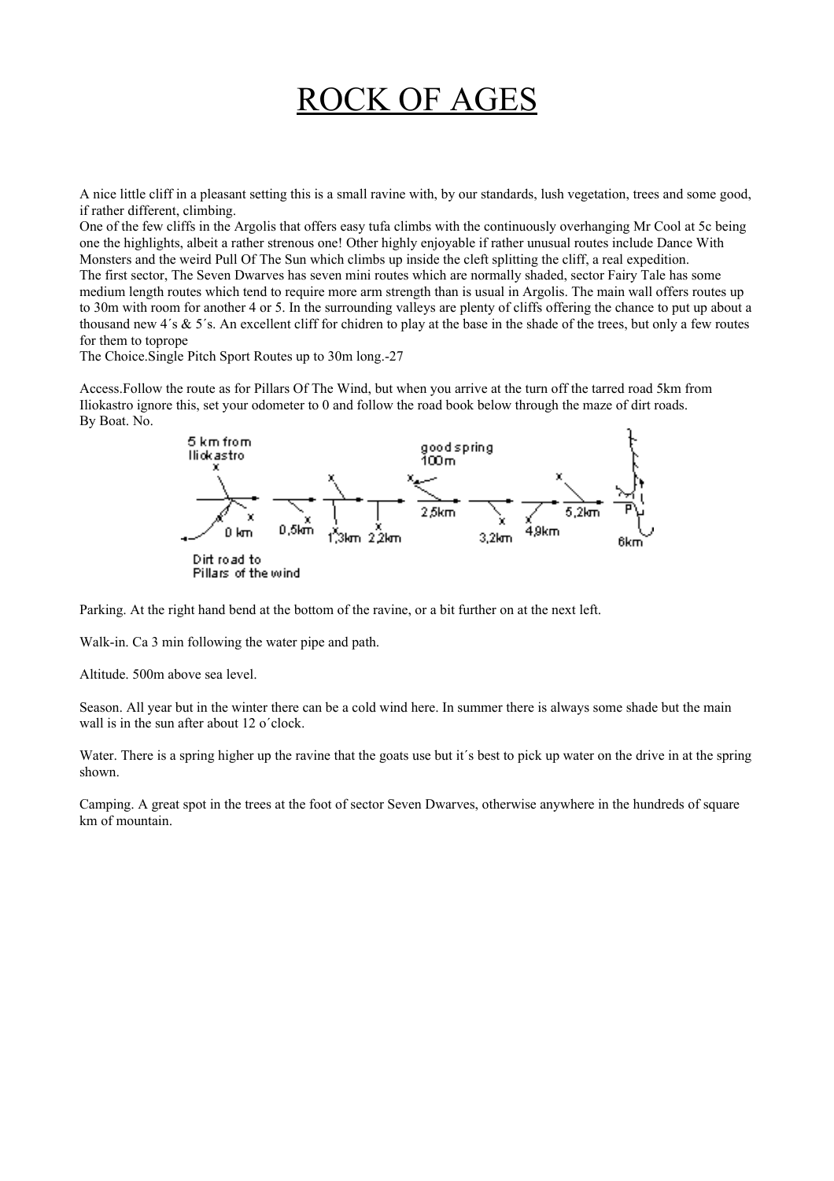# ROCK OF AGES

A nice little cliff in a pleasant setting this is a small ravine with, by our standards, lush vegetation, trees and some good, if rather different, climbing.
One of the few cliffs in the Argolis that offers easy tufa climbs with the continuously overhanging Mr Cool at 5c being one the highlights, albeit a rather strenous one! Other highly enjoyable if rather unusual routes include Dance With Monsters and the weird Pull Of The Sun which climbs up inside the cleft splitting the cliff, a real expedition.
The first sector, The Seven Dwarves has seven mini routes which are normally shaded, sector Fairy Tale has some medium length routes which tend to require more arm strength than is usual in Argolis. The main wall offers routes up to 30m with room for another 4 or 5. In the surrounding valleys are plenty of cliffs offering the chance to put up about a thousand new 4´s & 5´s. An excellent cliff for chidren to play at the base in the shade of the trees, but only a few routes for them to toprope
The Choice.Single Pitch Sport Routes up to 30m long.-27

Access.Follow the route as for Pillars Of The Wind, but when you arrive at the turn off the tarred road 5km from Iliokastro ignore this, set your odometer to 0 and follow the road book below through the maze of dirt roads.
By Boat. No.

5 km from Iliokastro — 0 km — 0,5km — 1,3km — 2,2km — good spring 100m — 2,5km — 3,2km — 4,9km — 5,2km — P — 6km

Dirt road to Pillars of the wind

Parking. At the right hand bend at the bottom of the ravine, or a bit further on at the next left.

Walk-in. Ca 3 min following the water pipe and path.

Altitude. 500m above sea level.

Season. All year but in the winter there can be a cold wind here. In summer there is always some shade but the main wall is in the sun after about 12 o´clock.

Water. There is a spring higher up the ravine that the goats use but it´s best to pick up water on the drive in at the spring shown.

Camping. A great spot in the trees at the foot of sector Seven Dwarves, otherwise anywhere in the hundreds of square km of mountain.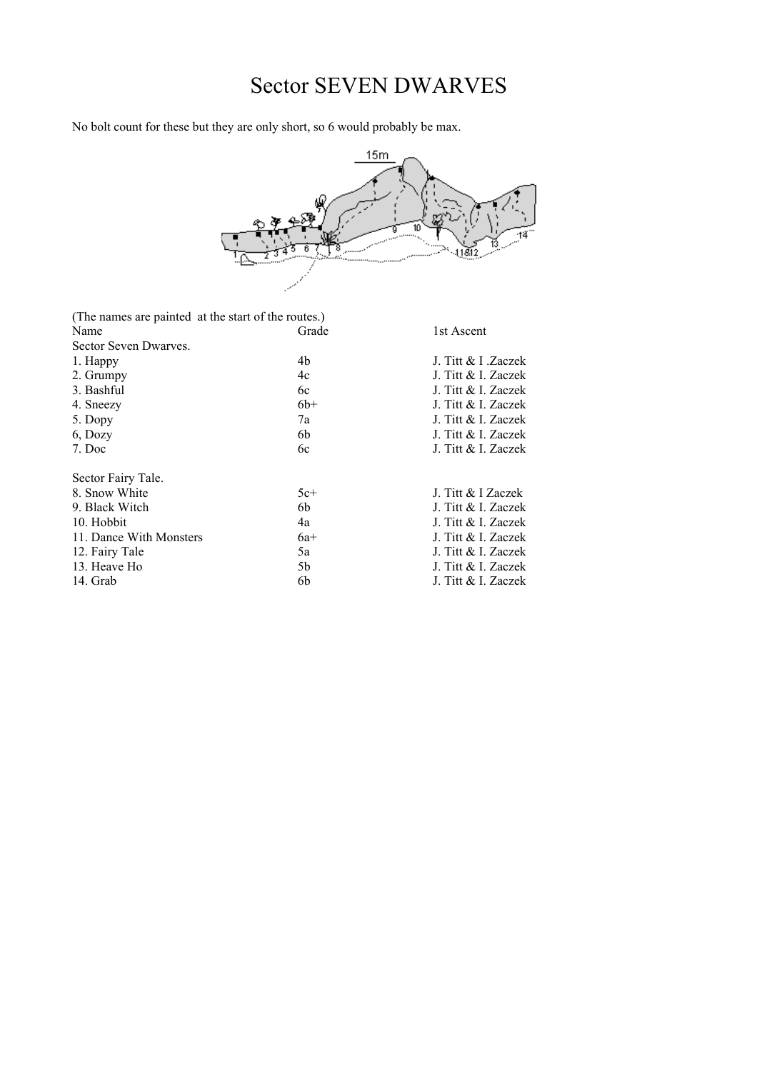# Sector SEVEN DWARVES

No bolt count for these but they are only short, so 6 would probably be max.

(The names are painted at the start of the routes.)

| Name | Grade | 1st Ascent |
|---|---|---|
| Sector Seven Dwarves. | | |
| 1. Happy | 4b | J. Titt & I .Zaczek |
| 2. Grumpy | 4c | J. Titt & I. Zaczek |
| 3. Bashful | 6c | J. Titt & I. Zaczek |
| 4. Sneezy | 6b+ | J. Titt & I. Zaczek |
| 5. Dopy | 7a | J. Titt & I. Zaczek |
| 6, Dozy | 6b | J. Titt & I. Zaczek |
| 7. Doc | 6c | J. Titt & I. Zaczek |
| | | |
| Sector Fairy Tale. | | |
| 8. Snow White | 5c+ | J. Titt & I Zaczek |
| 9. Black Witch | 6b | J. Titt & I. Zaczek |
| 10. Hobbit | 4a | J. Titt & I. Zaczek |
| 11. Dance With Monsters | 6a+ | J. Titt & I. Zaczek |
| 12. Fairy Tale | 5a | J. Titt & I. Zaczek |
| 13. Heave Ho | 5b | J. Titt & I. Zaczek |
| 14. Grab | 6b | J. Titt & I. Zaczek |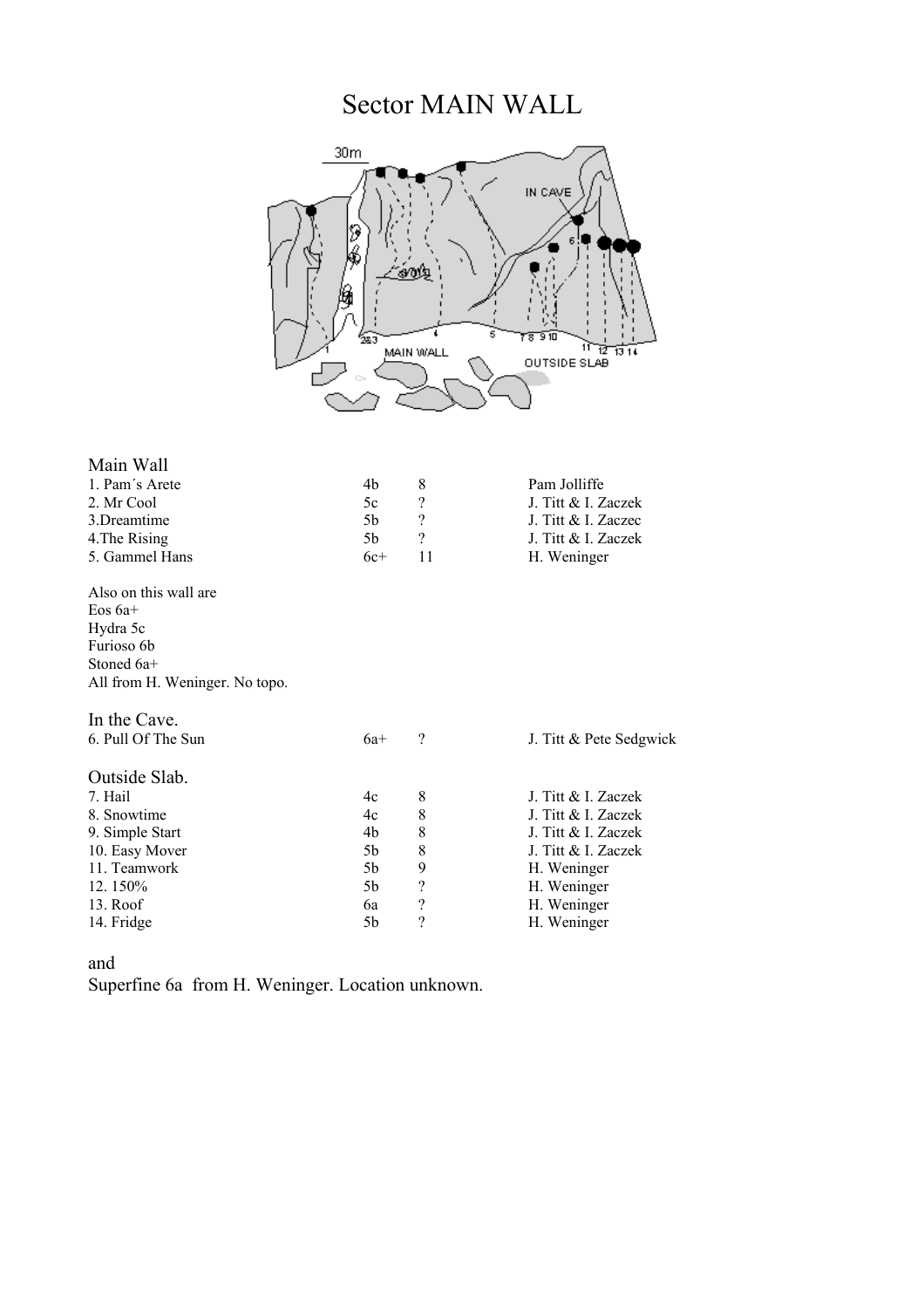# Sector MAIN WALL

## Main Wall

| | | | |
|---|---|---|---|
| 1. Pam´s Arete | 4b | 8 | Pam Jolliffe |
| 2. Mr Cool | 5c | ? | J. Titt & I. Zaczek |
| 3.Dreamtime | 5b | ? | J. Titt & I. Zaczec |
| 4.The Rising | 5b | ? | J. Titt & I. Zaczek |
| 5. Gammel Hans | 6c+ | 11 | H. Weninger |

Also on this wall are
Eos 6a+
Hydra 5c
Furioso 6b
Stoned 6a+
All from H. Weninger. No topo.

## In the Cave.

| | | | |
|---|---|---|---|
| 6. Pull Of The Sun | 6a+ | ? | J. Titt & Pete Sedgwick |

## Outside Slab.

| | | | |
|---|---|---|---|
| 7. Hail | 4c | 8 | J. Titt & I. Zaczek |
| 8. Snowtime | 4c | 8 | J. Titt & I. Zaczek |
| 9. Simple Start | 4b | 8 | J. Titt & I. Zaczek |
| 10. Easy Mover | 5b | 8 | J. Titt & I. Zaczek |
| 11. Teamwork | 5b | 9 | H. Weninger |
| 12. 150% | 5b | ? | H. Weninger |
| 13. Roof | 6a | ? | H. Weninger |
| 14. Fridge | 5b | ? | H. Weninger |

and
Superfine 6a from H. Weninger. Location unknown.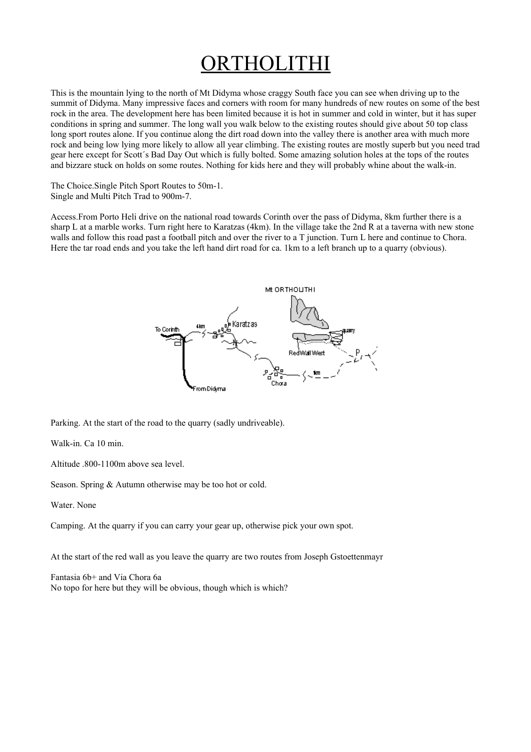# ORTHOLITHI

This is the mountain lying to the north of Mt Didyma whose craggy South face you can see when driving up to the summit of Didyma. Many impressive faces and corners with room for many hundreds of new routes on some of the best rock in the area. The development here has been limited because it is hot in summer and cold in winter, but it has super conditions in spring and summer. The long wall you walk below to the existing routes should give about 50 top class long sport routes alone. If you continue along the dirt road down into the valley there is another area with much more rock and being low lying more likely to allow all year climbing. The existing routes are mostly superb but you need trad gear here except for Scott´s Bad Day Out which is fully bolted. Some amazing solution holes at the tops of the routes and bizzare stuck on holds on some routes. Nothing for kids here and they will probably whine about the walk-in.

The Choice.Single Pitch Sport Routes to 50m-1.
Single and Multi Pitch Trad to 900m-7.

Access.From Porto Heli drive on the national road towards Corinth over the pass of Didyma, 8km further there is a sharp L at a marble works. Turn right here to Karatzas (4km). In the village take the 2nd R at a taverna with new stone walls and follow this road past a football pitch and over the river to a T junction. Turn L here and continue to Chora. Here the tar road ends and you take the left hand dirt road for ca. 1km to a left branch up to a quarry (obvious).

Parking. At the start of the road to the quarry (sadly undriveable).

Walk-in. Ca 10 min.

Altitude .800-1100m above sea level.

Season. Spring & Autumn otherwise may be too hot or cold.

Water. None

Camping. At the quarry if you can carry your gear up, otherwise pick your own spot.

At the start of the red wall as you leave the quarry are two routes from Joseph Gstoettenmayr

Fantasia 6b+ and Via Chora 6a
No topo for here but they will be obvious, though which is which?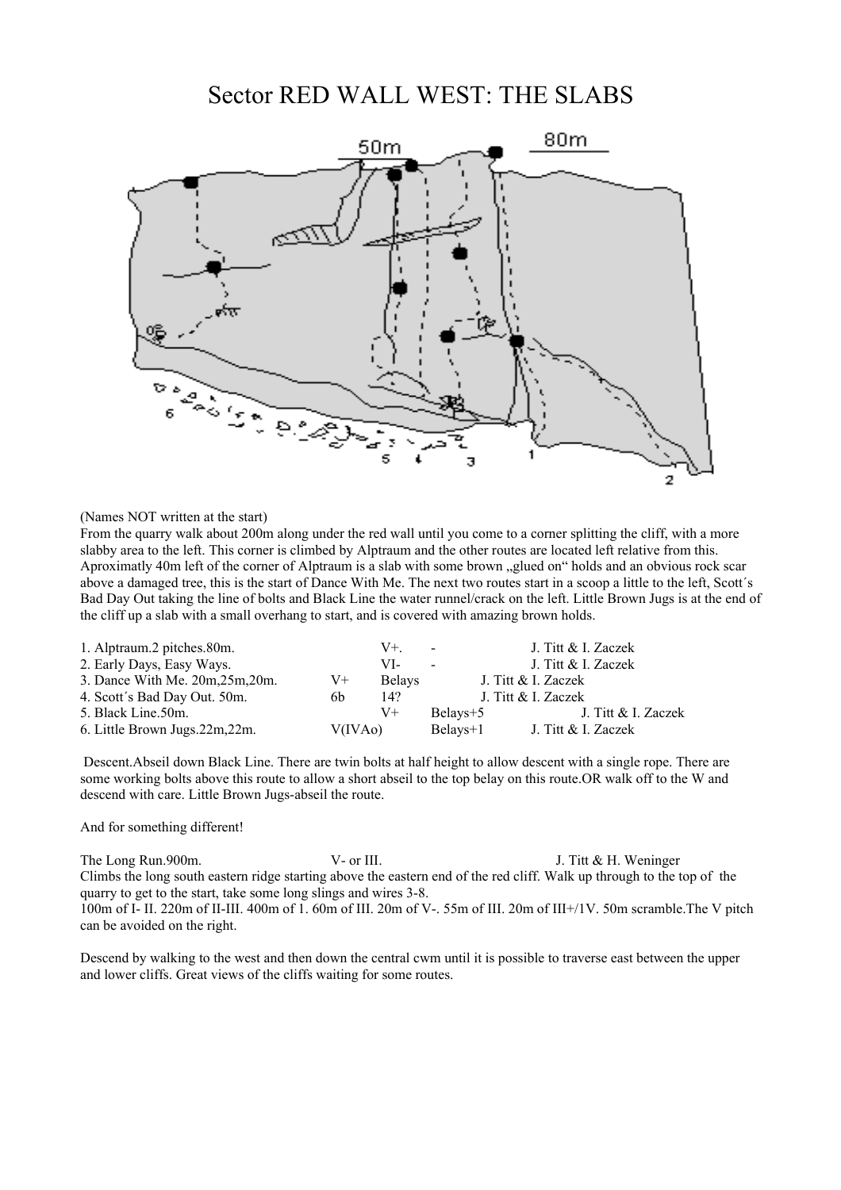# Sector RED WALL WEST: THE SLABS

(Names NOT written at the start)

From the quarry walk about 200m along under the red wall until you come to a corner splitting the cliff, with a more slabby area to the left. This corner is climbed by Alptraum and the other routes are located left relative from this. Aproximatly 40m left of the corner of Alptraum is a slab with some brown „glued on" holds and an obvious rock scar above a damaged tree, this is the start of Dance With Me. The next two routes start in a scoop a little to the left, Scott´s Bad Day Out taking the line of bolts and Black Line the water runnel/crack on the left. Little Brown Jugs is at the end of the cliff up a slab with a small overhang to start, and is covered with amazing brown holds.

| Route | Grade | Protection | First ascent |
|---|---|---|---|
| 1. Alptraum.2 pitches.80m. | V+. | - | J. Titt & I. Zaczek |
| 2. Early Days, Easy Ways. | VI- | - | J. Titt & I. Zaczek |
| 3. Dance With Me. 20m,25m,20m. | V+ | Belays | J. Titt & I. Zaczek |
| 4. Scott´s Bad Day Out. 50m. | 6b | 14? | J. Titt & I. Zaczek |
| 5. Black Line.50m. | V+ | Belays+5 | J. Titt & I. Zaczek |
| 6. Little Brown Jugs.22m,22m. | V(IVAo) | Belays+1 | J. Titt & I. Zaczek |

Descent.Abseil down Black Line. There are twin bolts at half height to allow descent with a single rope. There are some working bolts above this route to allow a short abseil to the top belay on this route.OR walk off to the W and descend with care. Little Brown Jugs-abseil the route.

And for something different!

The Long Run.900m. V- or III. J. Titt & H. Weninger

Climbs the long south eastern ridge starting above the eastern end of the red cliff. Walk up through to the top of the quarry to get to the start, take some long slings and wires 3-8.

100m of I- II. 220m of II-III. 400m of 1. 60m of III. 20m of V-. 55m of III. 20m of III+/1V. 50m scramble.The V pitch can be avoided on the right.

Descend by walking to the west and then down the central cwm until it is possible to traverse east between the upper and lower cliffs. Great views of the cliffs waiting for some routes.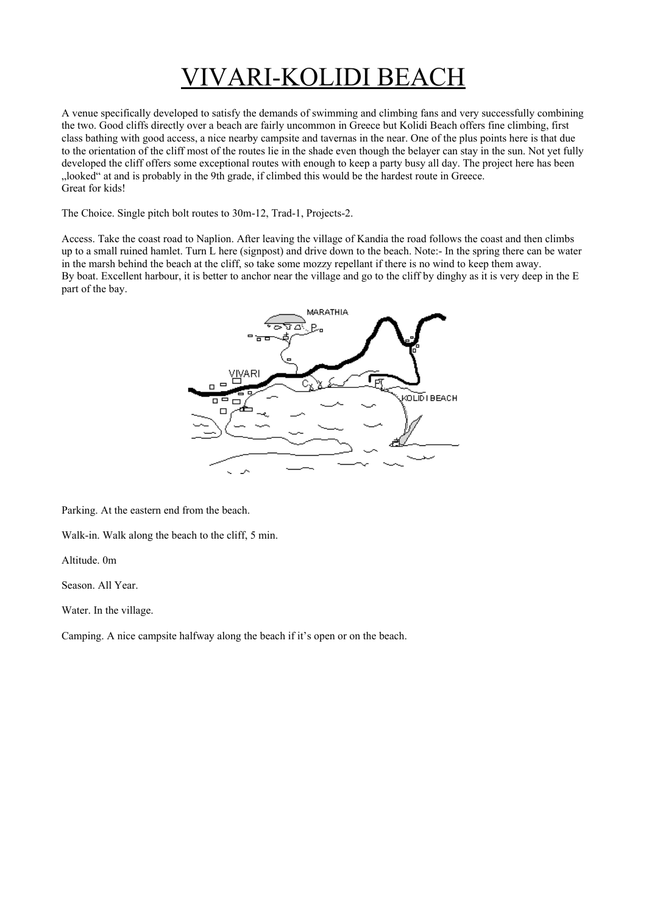# VIVARI-KOLIDI BEACH

A venue specifically developed to satisfy the demands of swimming and climbing fans and very successfully combining the two. Good cliffs directly over a beach are fairly uncommon in Greece but Kolidi Beach offers fine climbing, first class bathing with good access, a nice nearby campsite and tavernas in the near. One of the plus points here is that due to the orientation of the cliff most of the routes lie in the shade even though the belayer can stay in the sun. Not yet fully developed the cliff offers some exceptional routes with enough to keep a party busy all day. The project here has been „looked" at and is probably in the 9th grade, if climbed this would be the hardest route in Greece.
Great for kids!

The Choice. Single pitch bolt routes to 30m-12, Trad-1, Projects-2.

Access. Take the coast road to Naplion. After leaving the village of Kandia the road follows the coast and then climbs up to a small ruined hamlet. Turn L here (signpost) and drive down to the beach. Note:- In the spring there can be water in the marsh behind the beach at the cliff, so take some mozzy repellant if there is no wind to keep them away.
By boat. Excellent harbour, it is better to anchor near the village and go to the cliff by dinghy as it is very deep in the E part of the bay.

Parking. At the eastern end from the beach.

Walk-in. Walk along the beach to the cliff, 5 min.

Altitude. 0m

Season. All Year.

Water. In the village.

Camping. A nice campsite halfway along the beach if it's open or on the beach.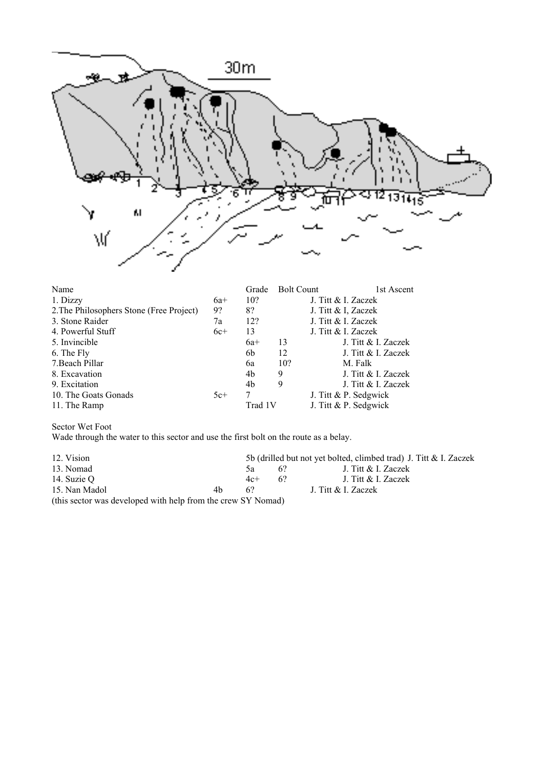| Name | Grade | Bolt Count | 1st Ascent |
| --- | --- | --- | --- |
| 1. Dizzy | 6a+ | 10? | J. Titt & I. Zaczek |
| 2.The Philosophers Stone (Free Project) | 9? | 8? | J. Titt & I, Zaczek |
| 3. Stone Raider | 7a | 12? | J. Titt & I. Zaczek |
| 4. Powerful Stuff | 6c+ | 13 | J. Titt & I. Zaczek |
| 5. Invincible | 6a+ | 13 | J. Titt & I. Zaczek |
| 6. The Fly | 6b | 12 | J. Titt & I. Zaczek |
| 7.Beach Pillar | 6a | 10? | M. Falk |
| 8. Excavation | 4b | 9 | J. Titt & I. Zaczek |
| 9. Excitation | 4b | 9 | J. Titt & I. Zaczek |
| 10. The Goats Gonads | 5c+ | 7 | J. Titt & P. Sedgwick |
| 11. The Ramp | Trad 1V | | J. Titt & P. Sedgwick |

Sector Wet Foot

Wade through the water to this sector and use the first bolt on the route as a belay.

| Name | Grade | Bolt Count | 1st Ascent |
| --- | --- | --- | --- |
| 12. Vision | 5b (drilled but not yet bolted, climbed trad) | | J. Titt & I. Zaczek |
| 13. Nomad | 5a | 6? | J. Titt & I. Zaczek |
| 14. Suzie Q | 4c+ | 6? | J. Titt & I. Zaczek |
| 15. Nan Madol | 4b | 6? | J. Titt & I. Zaczek |

(this sector was developed with help from the crew SY Nomad)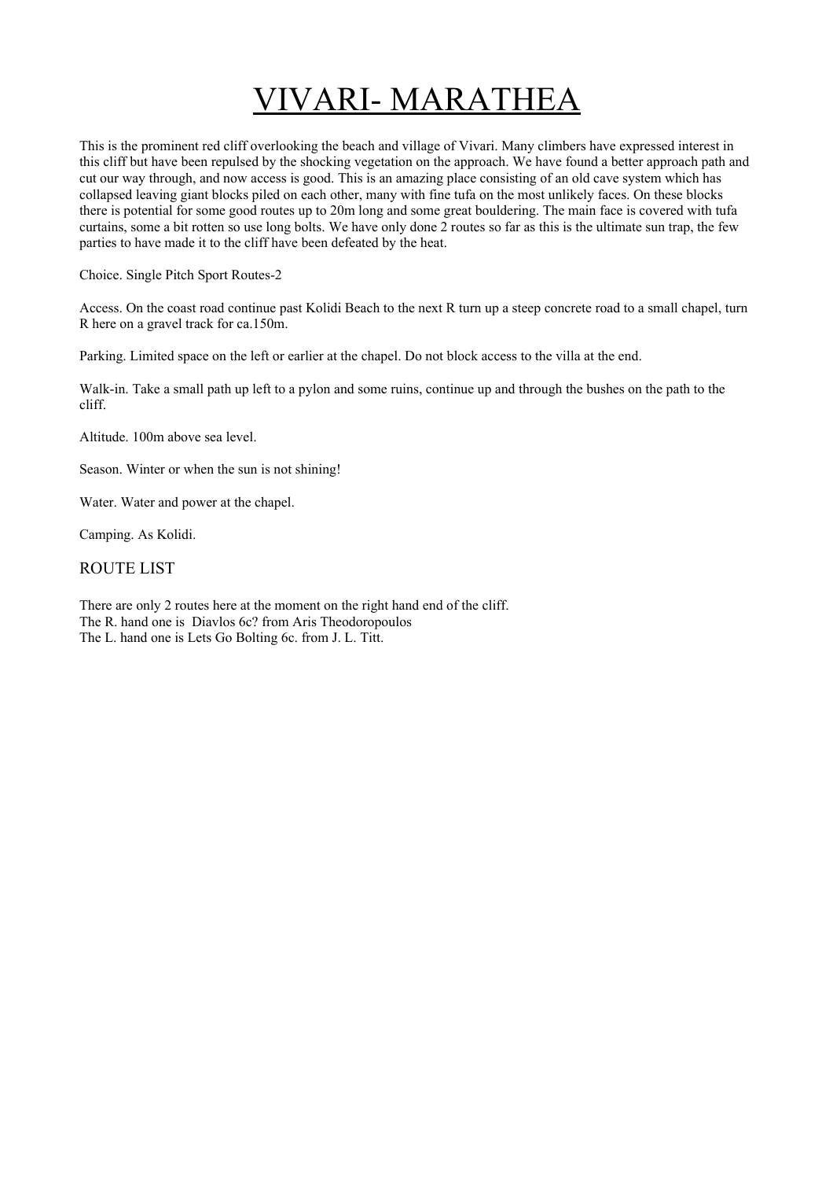# VIVARI- MARATHEA

This is the prominent red cliff overlooking the beach and village of Vivari. Many climbers have expressed interest in this cliff but have been repulsed by the shocking vegetation on the approach. We have found a better approach path and cut our way through, and now access is good. This is an amazing place consisting of an old cave system which has collapsed leaving giant blocks piled on each other, many with fine tufa on the most unlikely faces. On these blocks there is potential for some good routes up to 20m long and some great bouldering. The main face is covered with tufa curtains, some a bit rotten so use long bolts. We have only done 2 routes so far as this is the ultimate sun trap, the few parties to have made it to the cliff have been defeated by the heat.

Choice. Single Pitch Sport Routes-2

Access. On the coast road continue past Kolidi Beach to the next R turn up a steep concrete road to a small chapel, turn R here on a gravel track for ca.150m.

Parking. Limited space on the left or earlier at the chapel. Do not block access to the villa at the end.

Walk-in. Take a small path up left to a pylon and some ruins, continue up and through the bushes on the path to the cliff.

Altitude. 100m above sea level.

Season. Winter or when the sun is not shining!

Water. Water and power at the chapel.

Camping. As Kolidi.

## ROUTE LIST

There are only 2 routes here at the moment on the right hand end of the cliff.
The R. hand one is Diavlos 6c? from Aris Theodoropoulos
The L. hand one is Lets Go Bolting 6c. from J. L. Titt.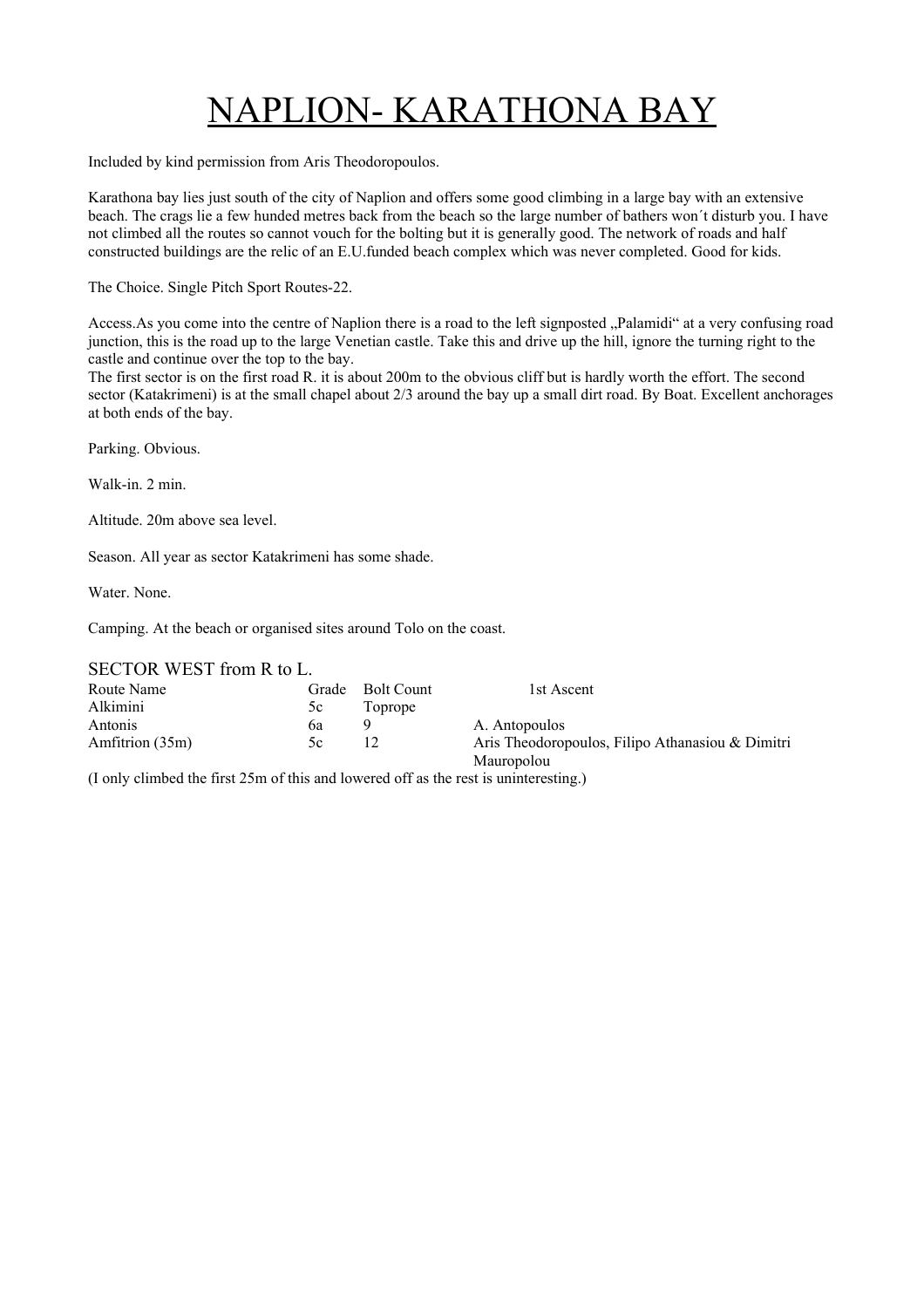# NAPLION- KARATHONA BAY

Included by kind permission from Aris Theodoropoulos.

Karathona bay lies just south of the city of Naplion and offers some good climbing in a large bay with an extensive beach. The crags lie a few hunded metres back from the beach so the large number of bathers won´t disturb you. I have not climbed all the routes so cannot vouch for the bolting but it is generally good. The network of roads and half constructed buildings are the relic of an E.U.funded beach complex which was never completed. Good for kids.

The Choice. Single Pitch Sport Routes-22.

Access.As you come into the centre of Naplion there is a road to the left signposted „Palamidi" at a very confusing road junction, this is the road up to the large Venetian castle. Take this and drive up the hill, ignore the turning right to the castle and continue over the top to the bay.
The first sector is on the first road R. it is about 200m to the obvious cliff but is hardly worth the effort. The second sector (Katakrimeni) is at the small chapel about 2/3 around the bay up a small dirt road. By Boat. Excellent anchorages at both ends of the bay.

Parking. Obvious.

Walk-in. 2 min.

Altitude. 20m above sea level.

Season. All year as sector Katakrimeni has some shade.

Water. None.

Camping. At the beach or organised sites around Tolo on the coast.

## SECTOR WEST from R to L.

| Route Name | Grade | Bolt Count | 1st Ascent |
|---|---|---|---|
| Alkimini | 5c | Toprope | |
| Antonis | 6a | 9 | A. Antopoulos |
| Amfitrion (35m) | 5c | 12 | Aris Theodoropoulos, Filipo Athanasiou & Dimitri Mauropolou |

(I only climbed the first 25m of this and lowered off as the rest is uninteresting.)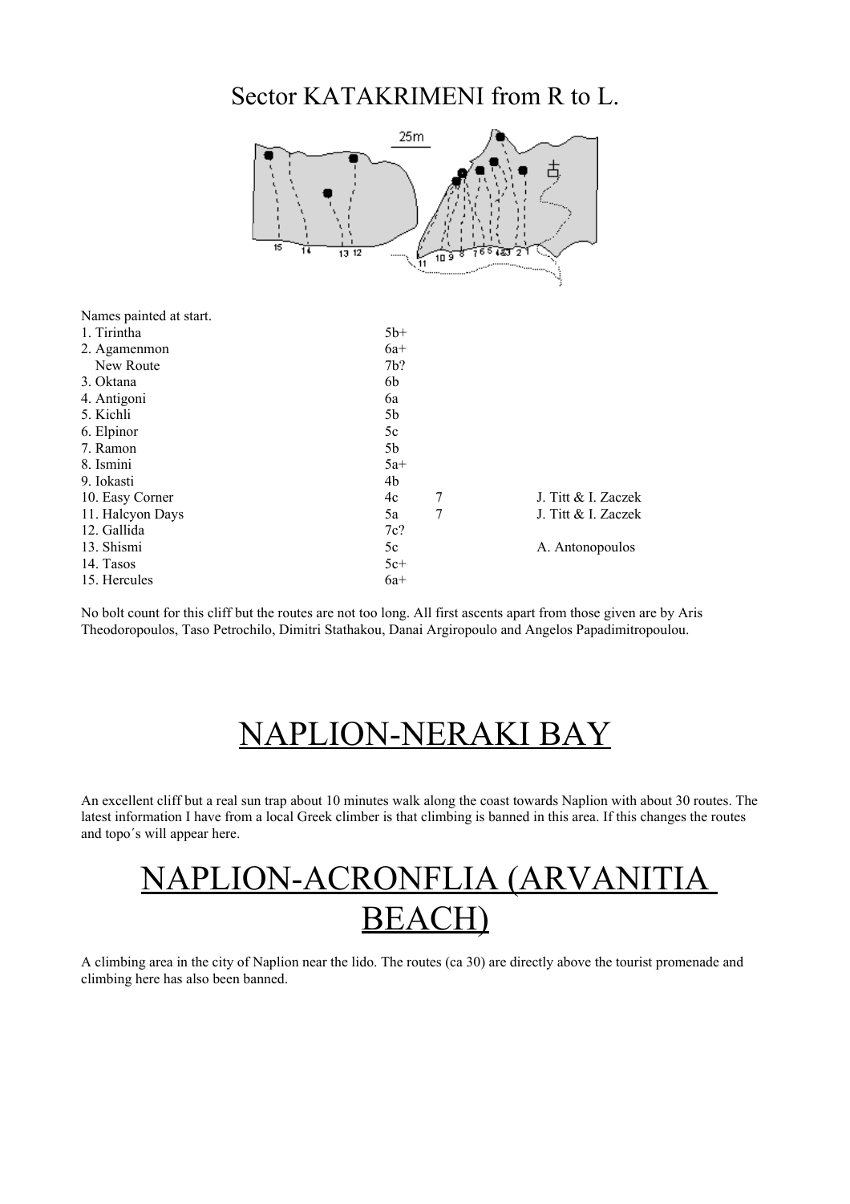## Sector KATAKRIMENI from R to L.

Names painted at start.

| Route | Grade | | First ascent |
|---|---|---|---|
| 1. Tirintha | 5b+ | | |
| 2. Agamenmon | 6a+ | | |
| New Route | 7b? | | |
| 3. Oktana | 6b | | |
| 4. Antigoni | 6a | | |
| 5. Kichli | 5b | | |
| 6. Elpinor | 5c | | |
| 7. Ramon | 5b | | |
| 8. Ismini | 5a+ | | |
| 9. Iokasti | 4b | | |
| 10. Easy Corner | 4c | 7 | J. Titt & I. Zaczek |
| 11. Halcyon Days | 5a | 7 | J. Titt & I. Zaczek |
| 12. Gallida | 7c? | | |
| 13. Shismi | 5c | | A. Antonopoulos |
| 14. Tasos | 5c+ | | |
| 15. Hercules | 6a+ | | |

No bolt count for this cliff but the routes are not too long. All first ascents apart from those given are by Aris Theodoropoulos, Taso Petrochilo, Dimitri Stathakou, Danai Argiropoulo and Angelos Papadimitropoulou.

# NAPLION-NERAKI BAY

An excellent cliff but a real sun trap about 10 minutes walk along the coast towards Naplion with about 30 routes. The latest information I have from a local Greek climber is that climbing is banned in this area. If this changes the routes and topo´s will appear here.

# NAPLION-ACRONFLIA (ARVANITIA BEACH)

A climbing area in the city of Naplion near the lido. The routes (ca 30) are directly above the tourist promenade and climbing here has also been banned.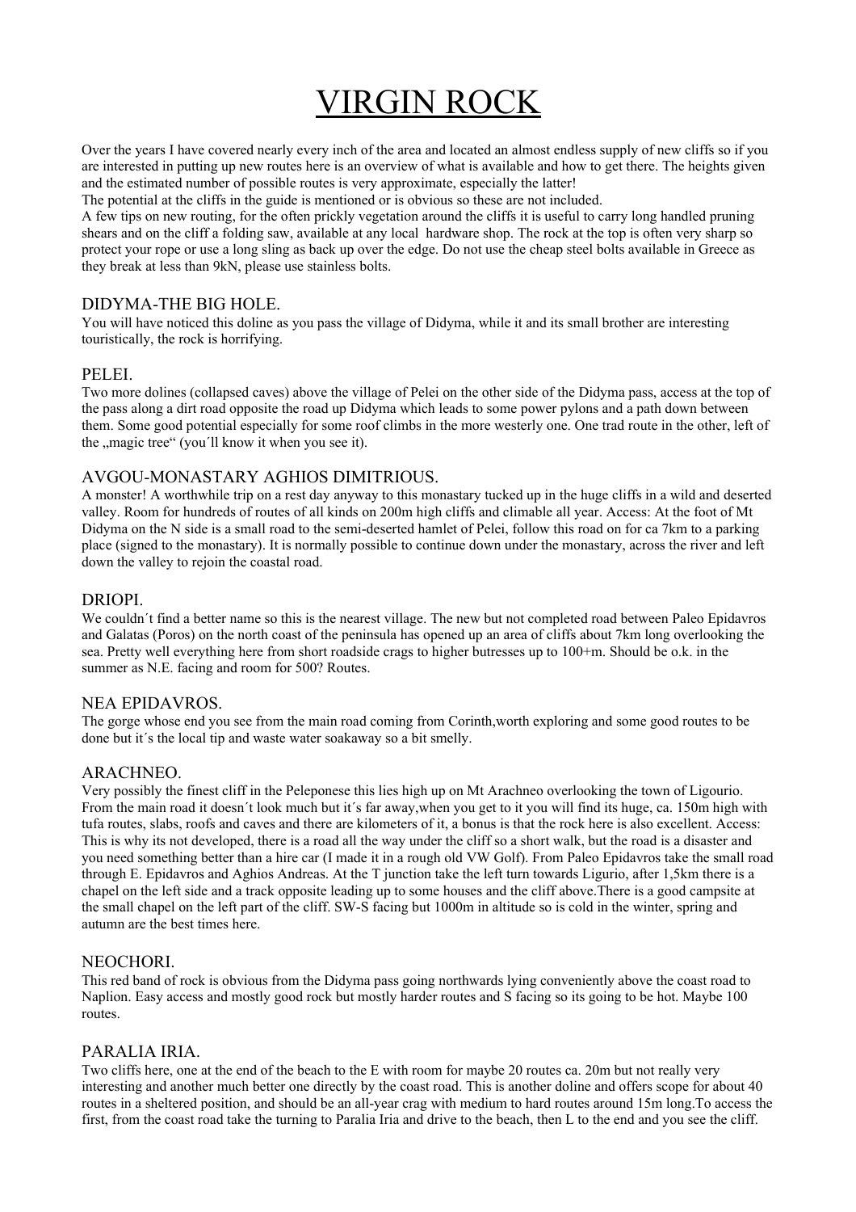# VIRGIN ROCK

Over the years I have covered nearly every inch of the area and located an almost endless supply of new cliffs so if you are interested in putting up new routes here is an overview of what is available and how to get there. The heights given and the estimated number of possible routes is very approximate, especially the latter!

The potential at the cliffs in the guide is mentioned or is obvious so these are not included.

A few tips on new routing, for the often prickly vegetation around the cliffs it is useful to carry long handled pruning shears and on the cliff a folding saw, available at any local hardware shop. The rock at the top is often very sharp so protect your rope or use a long sling as back up over the edge. Do not use the cheap steel bolts available in Greece as they break at less than 9kN, please use stainless bolts.

## DIDYMA-THE BIG HOLE.

You will have noticed this doline as you pass the village of Didyma, while it and its small brother are interesting touristically, the rock is horrifying.

## PELEI.

Two more dolines (collapsed caves) above the village of Pelei on the other side of the Didyma pass, access at the top of the pass along a dirt road opposite the road up Didyma which leads to some power pylons and a path down between them. Some good potential especially for some roof climbs in the more westerly one. One trad route in the other, left of the „magic tree“ (you´ll know it when you see it).

## AVGOU-MONASTARY AGHIOS DIMITRIOUS.

A monster! A worthwhile trip on a rest day anyway to this monastary tucked up in the huge cliffs in a wild and deserted valley. Room for hundreds of routes of all kinds on 200m high cliffs and climable all year. Access: At the foot of Mt Didyma on the N side is a small road to the semi-deserted hamlet of Pelei, follow this road on for ca 7km to a parking place (signed to the monastary). It is normally possible to continue down under the monastary, across the river and left down the valley to rejoin the coastal road.

## DRIOPI.

We couldn´t find a better name so this is the nearest village. The new but not completed road between Paleo Epidavros and Galatas (Poros) on the north coast of the peninsula has opened up an area of cliffs about 7km long overlooking the sea. Pretty well everything here from short roadside crags to higher butresses up to 100+m. Should be o.k. in the summer as N.E. facing and room for 500? Routes.

## NEA EPIDAVROS.

The gorge whose end you see from the main road coming from Corinth,worth exploring and some good routes to be done but it´s the local tip and waste water soakaway so a bit smelly.

## ARACHNEO.

Very possibly the finest cliff in the Peleponese this lies high up on Mt Arachneo overlooking the town of Ligourio. From the main road it doesn´t look much but it´s far away,when you get to it you will find its huge, ca. 150m high with tufa routes, slabs, roofs and caves and there are kilometers of it, a bonus is that the rock here is also excellent. Access: This is why its not developed, there is a road all the way under the cliff so a short walk, but the road is a disaster and you need something better than a hire car (I made it in a rough old VW Golf). From Paleo Epidavros take the small road through E. Epidavros and Aghios Andreas. At the T junction take the left turn towards Ligurio, after 1,5km there is a chapel on the left side and a track opposite leading up to some houses and the cliff above.There is a good campsite at the small chapel on the left part of the cliff. SW-S facing but 1000m in altitude so is cold in the winter, spring and autumn are the best times here.

## NEOCHORI.

This red band of rock is obvious from the Didyma pass going northwards lying conveniently above the coast road to Naplion. Easy access and mostly good rock but mostly harder routes and S facing so its going to be hot. Maybe 100 routes.

## PARALIA IRIA.

Two cliffs here, one at the end of the beach to the E with room for maybe 20 routes ca. 20m but not really very interesting and another much better one directly by the coast road. This is another doline and offers scope for about 40 routes in a sheltered position, and should be an all-year crag with medium to hard routes around 15m long.To access the first, from the coast road take the turning to Paralia Iria and drive to the beach, then L to the end and you see the cliff.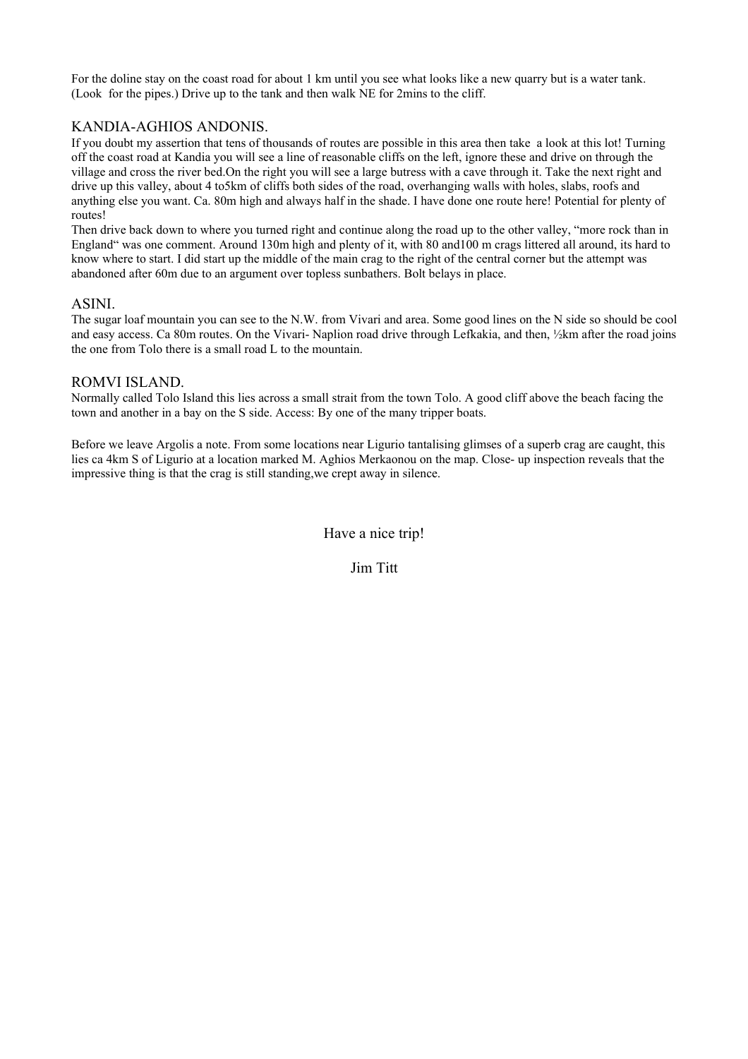For the doline stay on the coast road for about 1 km until you see what looks like a new quarry but is a water tank. (Look for the pipes.) Drive up to the tank and then walk NE for 2mins to the cliff.

## KANDIA-AGHIOS ANDONIS.

If you doubt my assertion that tens of thousands of routes are possible in this area then take a look at this lot! Turning off the coast road at Kandia you will see a line of reasonable cliffs on the left, ignore these and drive on through the village and cross the river bed.On the right you will see a large butress with a cave through it. Take the next right and drive up this valley, about 4 to5km of cliffs both sides of the road, overhanging walls with holes, slabs, roofs and anything else you want. Ca. 80m high and always half in the shade. I have done one route here! Potential for plenty of routes!

Then drive back down to where you turned right and continue along the road up to the other valley, "more rock than in England" was one comment. Around 130m high and plenty of it, with 80 and100 m crags littered all around, its hard to know where to start. I did start up the middle of the main crag to the right of the central corner but the attempt was abandoned after 60m due to an argument over topless sunbathers. Bolt belays in place.

## ASINI.

The sugar loaf mountain you can see to the N.W. from Vivari and area. Some good lines on the N side so should be cool and easy access. Ca 80m routes. On the Vivari- Naplion road drive through Lefkakia, and then, ½km after the road joins the one from Tolo there is a small road L to the mountain.

## ROMVI ISLAND.

Normally called Tolo Island this lies across a small strait from the town Tolo. A good cliff above the beach facing the town and another in a bay on the S side. Access: By one of the many tripper boats.

Before we leave Argolis a note. From some locations near Ligurio tantalising glimses of a superb crag are caught, this lies ca 4km S of Ligurio at a location marked M. Aghios Merkaonou on the map. Close- up inspection reveals that the impressive thing is that the crag is still standing,we crept away in silence.

Have a nice trip!

Jim Titt